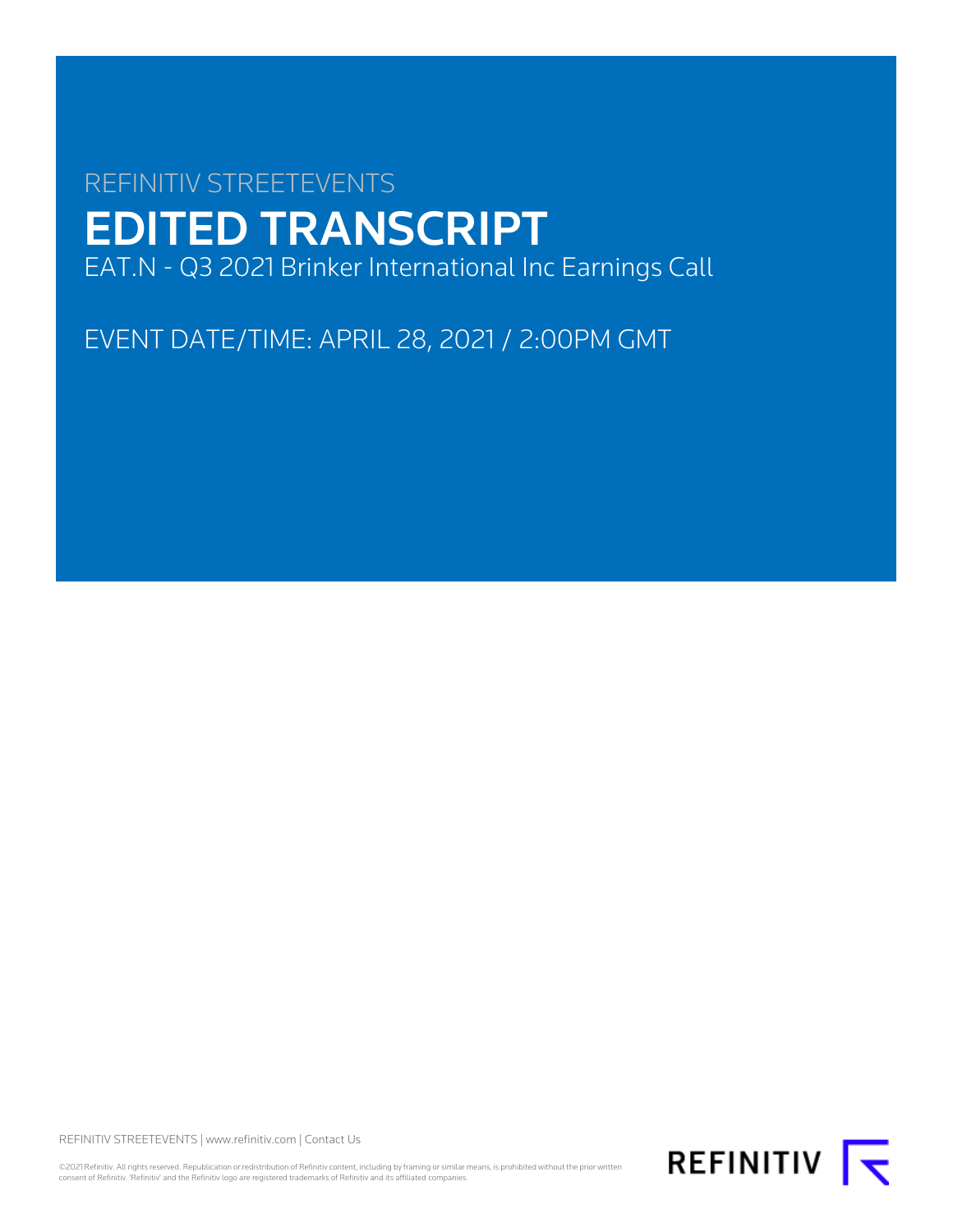REFINITIV STREETEVENTS

# EDITED TRANSCRIPT

EAT.N - Q3 2021 Brinker International Inc Earnings Call

EVENT DATE/TIME: APRIL 28, 2021 / 2:00PM GMT

REFINITIV STREETEVENTS | www.refinitiv.com | Contact Us

©2021 Refinitiv. All rights reserved. Republication or redistribution of Refinitiv content, including by framing or similar means, is prohibited without the prior written consent of Refinitiv. 'Refinitiv' and the Refinitiv logo are registered trademarks of Refinitiv and its affiliated companies.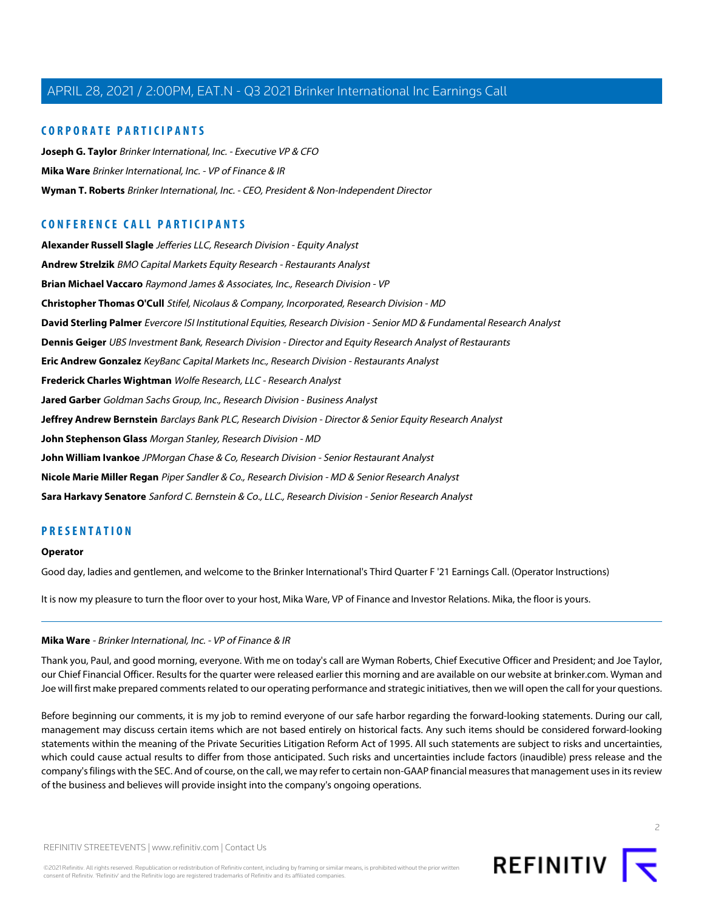## CORPORATE PARTICIPANTS

**Joseph G. Taylor** *Brinker International, Inc. - Executive VP & CFO*

**Mika Ware** *Brinker International, Inc. - VP of Finance & IR*

**Wyman T. Roberts** *Brinker International, Inc. - CEO, President & Non-Independent Director*

## CONFERENCE CALL PARTICIPANTS

**Alexander Russell Slagle** *Jefferies LLC, Research Division - Equity Analyst*

**Andrew Strelzik** *BMO Capital Markets Equity Research - Restaurants Analyst*

**Brian Michael Vaccaro** *Raymond James & Associates, Inc., Research Division - VP*

**Christopher Thomas O'Cull** *Stifel, Nicolaus & Company, Incorporated, Research Division - MD*

**David Sterling Palmer** *Evercore ISI Institutional Equities, Research Division - Senior MD & Fundamental Research Analyst*

**Dennis Geiger** *UBS Investment Bank, Research Division - Director and Equity Research Analyst of Restaurants*

**Eric Andrew Gonzalez** *KeyBanc Capital Markets Inc., Research Division - Restaurants Analyst*

**Frederick Charles Wightman** *Wolfe Research, LLC - Research Analyst*

**Jared Garber** *Goldman Sachs Group, Inc., Research Division - Business Analyst*

**Jeffrey Andrew Bernstein** *Barclays Bank PLC, Research Division - Director & Senior Equity Research Analyst*

**John Stephenson Glass** *Morgan Stanley, Research Division - MD*

**John William Ivankoe** *JPMorgan Chase & Co, Research Division - Senior Restaurant Analyst*

**Nicole Marie Miller Regan** *Piper Sandler & Co., Research Division - MD & Senior Research Analyst*

**Sara Harkavy Senatore** *Sanford C. Bernstein & Co., LLC., Research Division - Senior Research Analyst*

## PRESENTATION

**Operator**

Good day, ladies and gentlemen, and welcome to the Brinker International's Third Quarter F '21 Earnings Call. (Operator Instructions)

It is now my pleasure to turn the floor over to your host, Mika Ware, VP of Finance and Investor Relations. Mika, the floor is yours.

---

**Mika Ware** - *Brinker International, Inc. - VP of Finance & IR*

Thank you, Paul, and good morning, everyone. With me on today's call are Wyman Roberts, Chief Executive Officer and President; and Joe Taylor, our Chief Financial Officer. Results for the quarter were released earlier this morning and are available on our website at brinker.com. Wyman and Joe will first make prepared comments related to our operating performance and strategic initiatives, then we will open the call for your questions.

Before beginning our comments, it is my job to remind everyone of our safe harbor regarding the forward-looking statements. During our call, management may discuss certain items which are not based entirely on historical facts. Any such items should be considered forward-looking statements within the meaning of the Private Securities Litigation Reform Act of 1995. All such statements are subject to risks and uncertainties, which could cause actual results to differ from those anticipated. Such risks and uncertainties include factors (inaudible) press release and the company's filings with the SEC. And of course, on the call, we may refer to certain non-GAAP financial measures that management uses in its review of the business and believes will provide insight into the company's ongoing operations.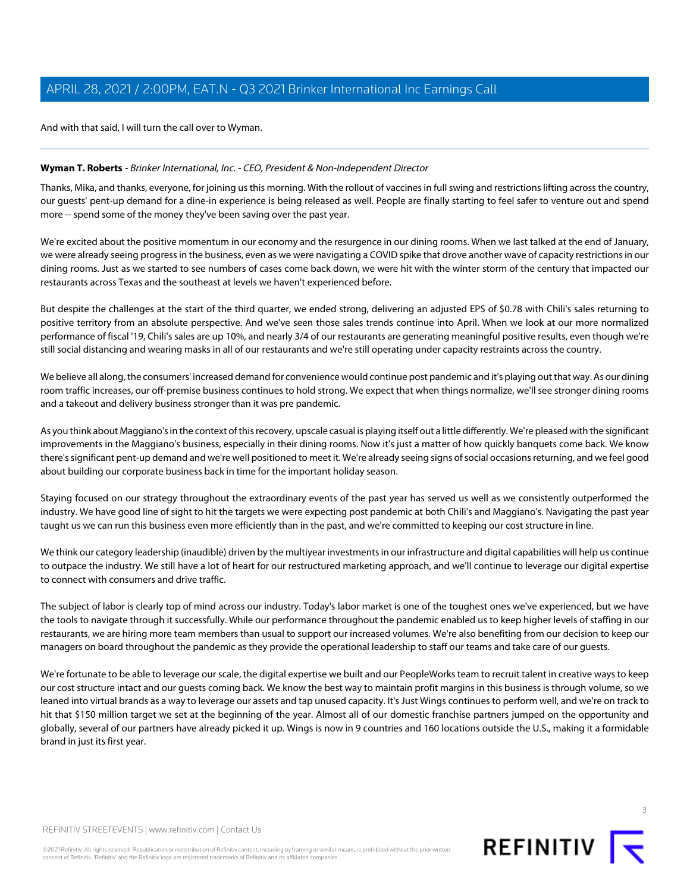And with that said, I will turn the call over to Wyman.

---

**Wyman T. Roberts** - *Brinker International, Inc. - CEO, President & Non-Independent Director*

Thanks, Mika, and thanks, everyone, for joining us this morning. With the rollout of vaccines in full swing and restrictions lifting across the country, our guests' pent-up demand for a dine-in experience is being released as well. People are finally starting to feel safer to venture out and spend more -- spend some of the money they've been saving over the past year.

We're excited about the positive momentum in our economy and the resurgence in our dining rooms. When we last talked at the end of January, we were already seeing progress in the business, even as we were navigating a COVID spike that drove another wave of capacity restrictions in our dining rooms. Just as we started to see numbers of cases come back down, we were hit with the winter storm of the century that impacted our restaurants across Texas and the southeast at levels we haven't experienced before.

But despite the challenges at the start of the third quarter, we ended strong, delivering an adjusted EPS of $0.78 with Chili's sales returning to positive territory from an absolute perspective. And we've seen those sales trends continue into April. When we look at our more normalized performance of fiscal '19, Chili's sales are up 10%, and nearly 3/4 of our restaurants are generating meaningful positive results, even though we're still social distancing and wearing masks in all of our restaurants and we're still operating under capacity restraints across the country.

We believe all along, the consumers' increased demand for convenience would continue post pandemic and it's playing out that way. As our dining room traffic increases, our off-premise business continues to hold strong. We expect that when things normalize, we'll see stronger dining rooms and a takeout and delivery business stronger than it was pre pandemic.

As you think about Maggiano's in the context of this recovery, upscale casual is playing itself out a little differently. We're pleased with the significant improvements in the Maggiano's business, especially in their dining rooms. Now it's just a matter of how quickly banquets come back. We know there's significant pent-up demand and we're well positioned to meet it. We're already seeing signs of social occasions returning, and we feel good about building our corporate business back in time for the important holiday season.

Staying focused on our strategy throughout the extraordinary events of the past year has served us well as we consistently outperformed the industry. We have good line of sight to hit the targets we were expecting post pandemic at both Chili's and Maggiano's. Navigating the past year taught us we can run this business even more efficiently than in the past, and we're committed to keeping our cost structure in line.

We think our category leadership (inaudible) driven by the multiyear investments in our infrastructure and digital capabilities will help us continue to outpace the industry. We still have a lot of heart for our restructured marketing approach, and we'll continue to leverage our digital expertise to connect with consumers and drive traffic.

The subject of labor is clearly top of mind across our industry. Today's labor market is one of the toughest ones we've experienced, but we have the tools to navigate through it successfully. While our performance throughout the pandemic enabled us to keep higher levels of staffing in our restaurants, we are hiring more team members than usual to support our increased volumes. We're also benefiting from our decision to keep our managers on board throughout the pandemic as they provide the operational leadership to staff our teams and take care of our guests.

We're fortunate to be able to leverage our scale, the digital expertise we built and our PeopleWorks team to recruit talent in creative ways to keep our cost structure intact and our guests coming back. We know the best way to maintain profit margins in this business is through volume, so we leaned into virtual brands as a way to leverage our assets and tap unused capacity. It's Just Wings continues to perform well, and we're on track to hit that $150 million target we set at the beginning of the year. Almost all of our domestic franchise partners jumped on the opportunity and globally, several of our partners have already picked it up. Wings is now in 9 countries and 160 locations outside the U.S., making it a formidable brand in just its first year.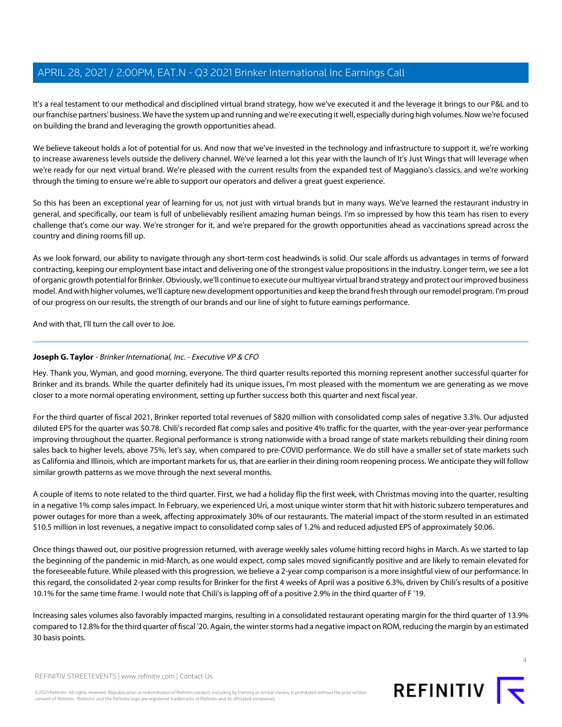It's a real testament to our methodical and disciplined virtual brand strategy, how we've executed it and the leverage it brings to our P&L and to our franchise partners' business. We have the system up and running and we're executing it well, especially during high volumes. Now we're focused on building the brand and leveraging the growth opportunities ahead.

We believe takeout holds a lot of potential for us. And now that we've invested in the technology and infrastructure to support it, we're working to increase awareness levels outside the delivery channel. We've learned a lot this year with the launch of It's Just Wings that will leverage when we're ready for our next virtual brand. We're pleased with the current results from the expanded test of Maggiano's classics, and we're working through the timing to ensure we're able to support our operators and deliver a great guest experience.

So this has been an exceptional year of learning for us, not just with virtual brands but in many ways. We've learned the restaurant industry in general, and specifically, our team is full of unbelievably resilient amazing human beings. I'm so impressed by how this team has risen to every challenge that's come our way. We're stronger for it, and we're prepared for the growth opportunities ahead as vaccinations spread across the country and dining rooms fill up.

As we look forward, our ability to navigate through any short-term cost headwinds is solid. Our scale affords us advantages in terms of forward contracting, keeping our employment base intact and delivering one of the strongest value propositions in the industry. Longer term, we see a lot of organic growth potential for Brinker. Obviously, we'll continue to execute our multiyear virtual brand strategy and protect our improved business model. And with higher volumes, we'll capture new development opportunities and keep the brand fresh through our remodel program. I'm proud of our progress on our results, the strength of our brands and our line of sight to future earnings performance.

And with that, I'll turn the call over to Joe.

---

**Joseph G. Taylor** - *Brinker International, Inc. - Executive VP & CFO*

Hey. Thank you, Wyman, and good morning, everyone. The third quarter results reported this morning represent another successful quarter for Brinker and its brands. While the quarter definitely had its unique issues, I'm most pleased with the momentum we are generating as we move closer to a more normal operating environment, setting up further success both this quarter and next fiscal year.

For the third quarter of fiscal 2021, Brinker reported total revenues of $820 million with consolidated comp sales of negative 3.3%. Our adjusted diluted EPS for the quarter was $0.78. Chili's recorded flat comp sales and positive 4% traffic for the quarter, with the year-over-year performance improving throughout the quarter. Regional performance is strong nationwide with a broad range of state markets rebuilding their dining room sales back to higher levels, above 75%, let's say, when compared to pre-COVID performance. We do still have a smaller set of state markets such as California and Illinois, which are important markets for us, that are earlier in their dining room reopening process. We anticipate they will follow similar growth patterns as we move through the next several months.

A couple of items to note related to the third quarter. First, we had a holiday flip the first week, with Christmas moving into the quarter, resulting in a negative 1% comp sales impact. In February, we experienced Uri, a most unique winter storm that hit with historic subzero temperatures and power outages for more than a week, affecting approximately 30% of our restaurants. The material impact of the storm resulted in an estimated $10.5 million in lost revenues, a negative impact to consolidated comp sales of 1.2% and reduced adjusted EPS of approximately $0.06.

Once things thawed out, our positive progression returned, with average weekly sales volume hitting record highs in March. As we started to lap the beginning of the pandemic in mid-March, as one would expect, comp sales moved significantly positive and are likely to remain elevated for the foreseeable future. While pleased with this progression, we believe a 2-year comp comparison is a more insightful view of our performance. In this regard, the consolidated 2-year comp results for Brinker for the first 4 weeks of April was a positive 6.3%, driven by Chili's results of a positive 10.1% for the same time frame. I would note that Chili's is lapping off of a positive 2.9% in the third quarter of F '19.

Increasing sales volumes also favorably impacted margins, resulting in a consolidated restaurant operating margin for the third quarter of 13.9% compared to 12.8% for the third quarter of fiscal '20. Again, the winter storms had a negative impact on ROM, reducing the margin by an estimated 30 basis points.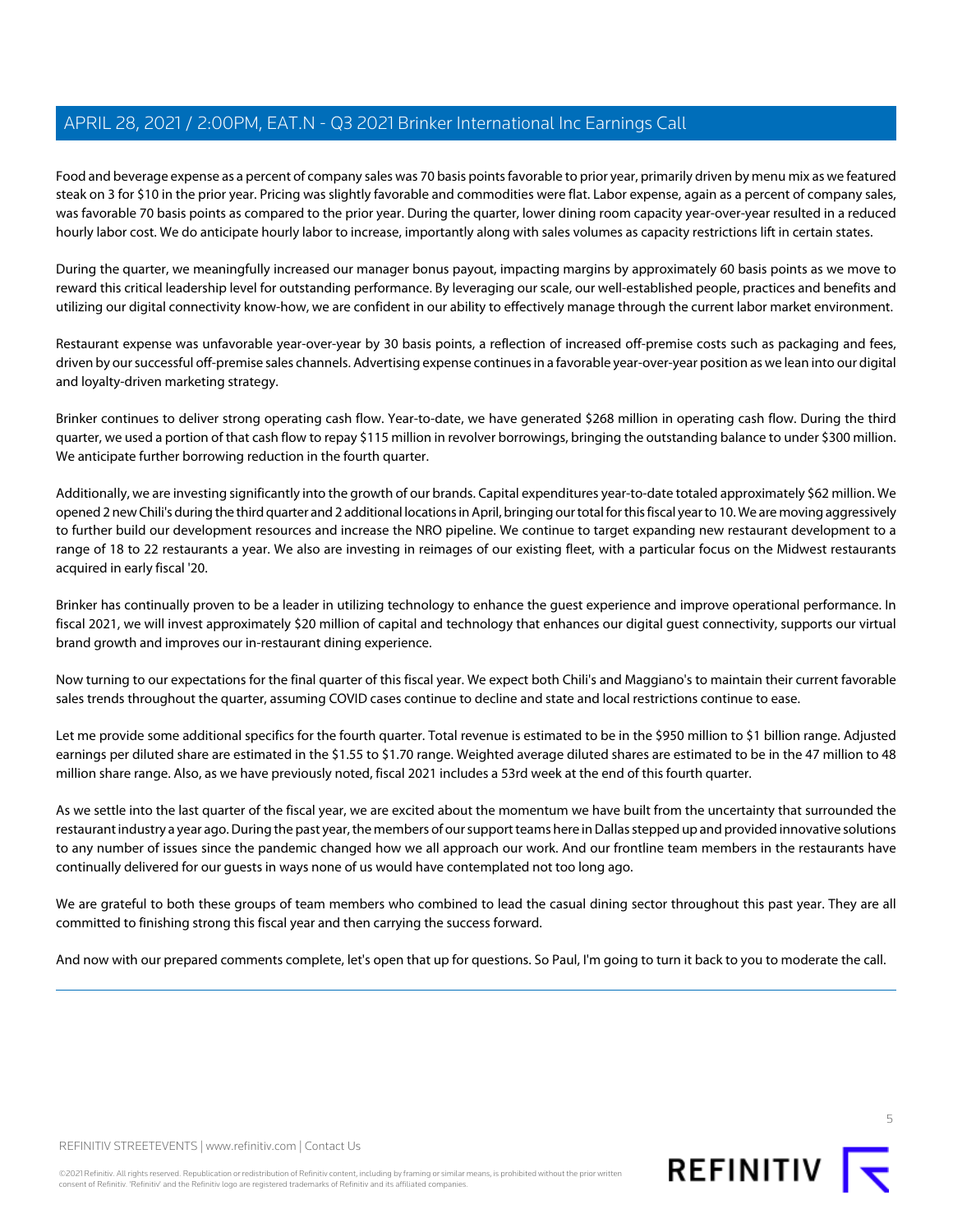Food and beverage expense as a percent of company sales was 70 basis points favorable to prior year, primarily driven by menu mix as we featured steak on 3 for $10 in the prior year. Pricing was slightly favorable and commodities were flat. Labor expense, again as a percent of company sales, was favorable 70 basis points as compared to the prior year. During the quarter, lower dining room capacity year-over-year resulted in a reduced hourly labor cost. We do anticipate hourly labor to increase, importantly along with sales volumes as capacity restrictions lift in certain states.

During the quarter, we meaningfully increased our manager bonus payout, impacting margins by approximately 60 basis points as we move to reward this critical leadership level for outstanding performance. By leveraging our scale, our well-established people, practices and benefits and utilizing our digital connectivity know-how, we are confident in our ability to effectively manage through the current labor market environment.

Restaurant expense was unfavorable year-over-year by 30 basis points, a reflection of increased off-premise costs such as packaging and fees, driven by our successful off-premise sales channels. Advertising expense continues in a favorable year-over-year position as we lean into our digital and loyalty-driven marketing strategy.

Brinker continues to deliver strong operating cash flow. Year-to-date, we have generated $268 million in operating cash flow. During the third quarter, we used a portion of that cash flow to repay $115 million in revolver borrowings, bringing the outstanding balance to under $300 million. We anticipate further borrowing reduction in the fourth quarter.

Additionally, we are investing significantly into the growth of our brands. Capital expenditures year-to-date totaled approximately $62 million. We opened 2 new Chili's during the third quarter and 2 additional locations in April, bringing our total for this fiscal year to 10. We are moving aggressively to further build our development resources and increase the NRO pipeline. We continue to target expanding new restaurant development to a range of 18 to 22 restaurants a year. We also are investing in reimages of our existing fleet, with a particular focus on the Midwest restaurants acquired in early fiscal '20.

Brinker has continually proven to be a leader in utilizing technology to enhance the guest experience and improve operational performance. In fiscal 2021, we will invest approximately $20 million of capital and technology that enhances our digital guest connectivity, supports our virtual brand growth and improves our in-restaurant dining experience.

Now turning to our expectations for the final quarter of this fiscal year. We expect both Chili's and Maggiano's to maintain their current favorable sales trends throughout the quarter, assuming COVID cases continue to decline and state and local restrictions continue to ease.

Let me provide some additional specifics for the fourth quarter. Total revenue is estimated to be in the $950 million to $1 billion range. Adjusted earnings per diluted share are estimated in the $1.55 to $1.70 range. Weighted average diluted shares are estimated to be in the 47 million to 48 million share range. Also, as we have previously noted, fiscal 2021 includes a 53rd week at the end of this fourth quarter.

As we settle into the last quarter of the fiscal year, we are excited about the momentum we have built from the uncertainty that surrounded the restaurant industry a year ago. During the past year, the members of our support teams here in Dallas stepped up and provided innovative solutions to any number of issues since the pandemic changed how we all approach our work. And our frontline team members in the restaurants have continually delivered for our guests in ways none of us would have contemplated not too long ago.

We are grateful to both these groups of team members who combined to lead the casual dining sector throughout this past year. They are all committed to finishing strong this fiscal year and then carrying the success forward.

And now with our prepared comments complete, let's open that up for questions. So Paul, I'm going to turn it back to you to moderate the call.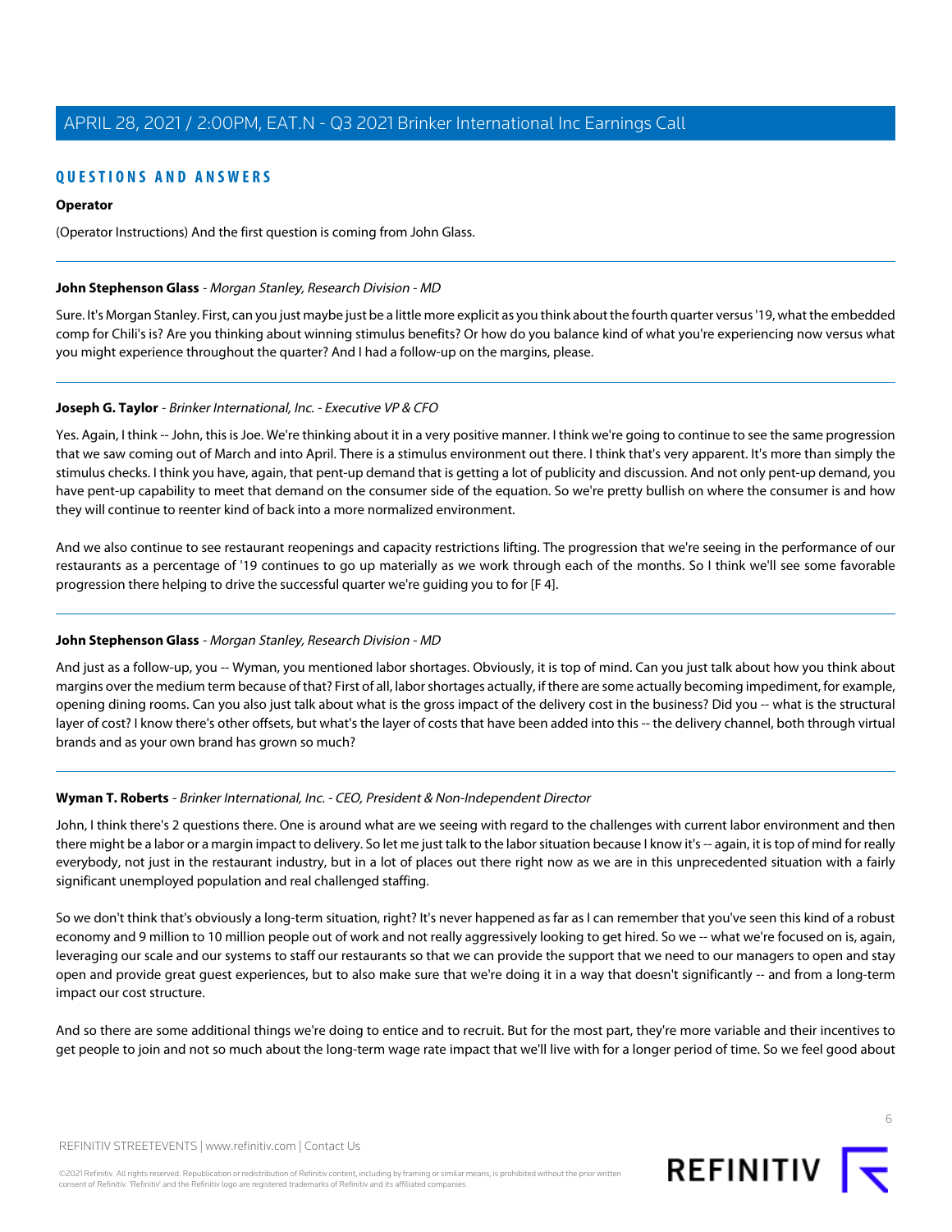## QUESTIONS AND ANSWERS

**Operator**

(Operator Instructions) And the first question is coming from John Glass.

---

**John Stephenson Glass** - *Morgan Stanley, Research Division - MD*

Sure. It's Morgan Stanley. First, can you just maybe just be a little more explicit as you think about the fourth quarter versus '19, what the embedded comp for Chili's is? Are you thinking about winning stimulus benefits? Or how do you balance kind of what you're experiencing now versus what you might experience throughout the quarter? And I had a follow-up on the margins, please.

---

**Joseph G. Taylor** - *Brinker International, Inc. - Executive VP & CFO*

Yes. Again, I think -- John, this is Joe. We're thinking about it in a very positive manner. I think we're going to continue to see the same progression that we saw coming out of March and into April. There is a stimulus environment out there. I think that's very apparent. It's more than simply the stimulus checks. I think you have, again, that pent-up demand that is getting a lot of publicity and discussion. And not only pent-up demand, you have pent-up capability to meet that demand on the consumer side of the equation. So we're pretty bullish on where the consumer is and how they will continue to reenter kind of back into a more normalized environment.

And we also continue to see restaurant reopenings and capacity restrictions lifting. The progression that we're seeing in the performance of our restaurants as a percentage of '19 continues to go up materially as we work through each of the months. So I think we'll see some favorable progression there helping to drive the successful quarter we're guiding you to for [F 4].

---

**John Stephenson Glass** - *Morgan Stanley, Research Division - MD*

And just as a follow-up, you -- Wyman, you mentioned labor shortages. Obviously, it is top of mind. Can you just talk about how you think about margins over the medium term because of that? First of all, labor shortages actually, if there are some actually becoming impediment, for example, opening dining rooms. Can you also just talk about what is the gross impact of the delivery cost in the business? Did you -- what is the structural layer of cost? I know there's other offsets, but what's the layer of costs that have been added into this -- the delivery channel, both through virtual brands and as your own brand has grown so much?

---

**Wyman T. Roberts** - *Brinker International, Inc. - CEO, President & Non-Independent Director*

John, I think there's 2 questions there. One is around what are we seeing with regard to the challenges with current labor environment and then there might be a labor or a margin impact to delivery. So let me just talk to the labor situation because I know it's -- again, it is top of mind for really everybody, not just in the restaurant industry, but in a lot of places out there right now as we are in this unprecedented situation with a fairly significant unemployed population and real challenged staffing.

So we don't think that's obviously a long-term situation, right? It's never happened as far as I can remember that you've seen this kind of a robust economy and 9 million to 10 million people out of work and not really aggressively looking to get hired. So we -- what we're focused on is, again, leveraging our scale and our systems to staff our restaurants so that we can provide the support that we need to our managers to open and stay open and provide great guest experiences, but to also make sure that we're doing it in a way that doesn't significantly -- and from a long-term impact our cost structure.

And so there are some additional things we're doing to entice and to recruit. But for the most part, they're more variable and their incentives to get people to join and not so much about the long-term wage rate impact that we'll live with for a longer period of time. So we feel good about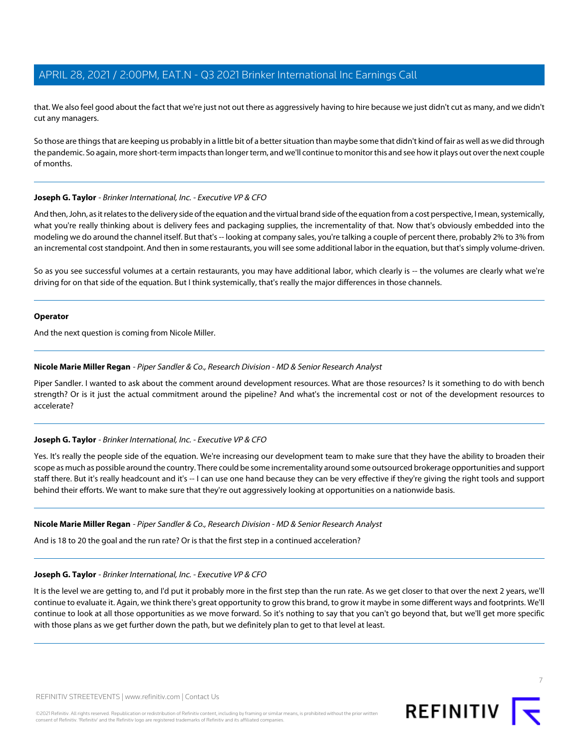that. We also feel good about the fact that we're just not out there as aggressively having to hire because we just didn't cut as many, and we didn't cut any managers.

So those are things that are keeping us probably in a little bit of a better situation than maybe some that didn't kind of fair as well as we did through the pandemic. So again, more short-term impacts than longer term, and we'll continue to monitor this and see how it plays out over the next couple of months.

---

**Joseph G. Taylor** - *Brinker International, Inc. - Executive VP & CFO*

And then, John, as it relates to the delivery side of the equation and the virtual brand side of the equation from a cost perspective, I mean, systemically, what you're really thinking about is delivery fees and packaging supplies, the incrementality of that. Now that's obviously embedded into the modeling we do around the channel itself. But that's -- looking at company sales, you're talking a couple of percent there, probably 2% to 3% from an incremental cost standpoint. And then in some restaurants, you will see some additional labor in the equation, but that's simply volume-driven.

So as you see successful volumes at a certain restaurants, you may have additional labor, which clearly is -- the volumes are clearly what we're driving for on that side of the equation. But I think systemically, that's really the major differences in those channels.

---

**Operator**

And the next question is coming from Nicole Miller.

---

**Nicole Marie Miller Regan** - *Piper Sandler & Co., Research Division - MD & Senior Research Analyst*

Piper Sandler. I wanted to ask about the comment around development resources. What are those resources? Is it something to do with bench strength? Or is it just the actual commitment around the pipeline? And what's the incremental cost or not of the development resources to accelerate?

---

**Joseph G. Taylor** - *Brinker International, Inc. - Executive VP & CFO*

Yes. It's really the people side of the equation. We're increasing our development team to make sure that they have the ability to broaden their scope as much as possible around the country. There could be some incrementality around some outsourced brokerage opportunities and support staff there. But it's really headcount and it's -- I can use one hand because they can be very effective if they're giving the right tools and support behind their efforts. We want to make sure that they're out aggressively looking at opportunities on a nationwide basis.

---

**Nicole Marie Miller Regan** - *Piper Sandler & Co., Research Division - MD & Senior Research Analyst*

And is 18 to 20 the goal and the run rate? Or is that the first step in a continued acceleration?

---

**Joseph G. Taylor** - *Brinker International, Inc. - Executive VP & CFO*

It is the level we are getting to, and I'd put it probably more in the first step than the run rate. As we get closer to that over the next 2 years, we'll continue to evaluate it. Again, we think there's great opportunity to grow this brand, to grow it maybe in some different ways and footprints. We'll continue to look at all those opportunities as we move forward. So it's nothing to say that you can't go beyond that, but we'll get more specific with those plans as we get further down the path, but we definitely plan to get to that level at least.

---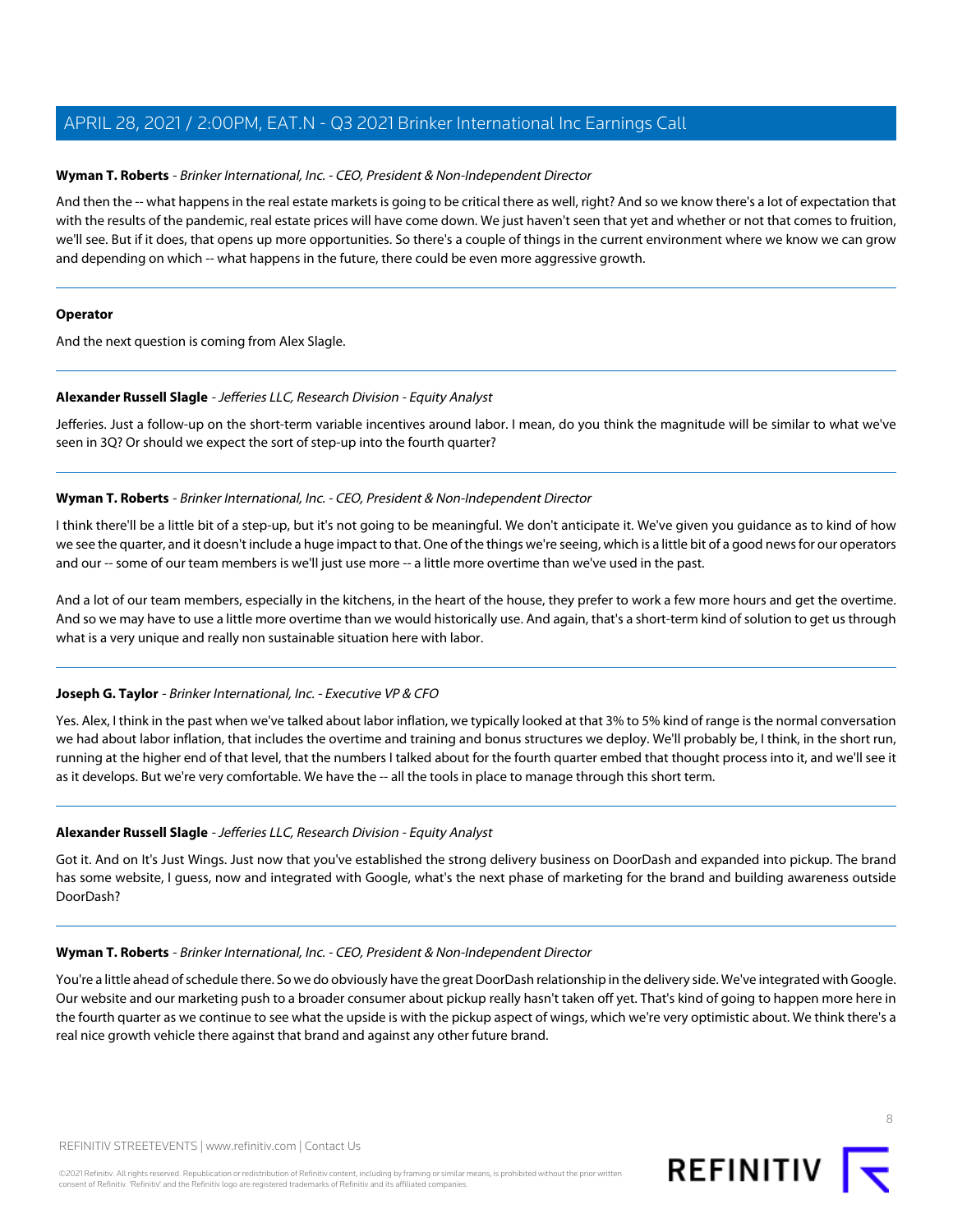**Wyman T. Roberts** - *Brinker International, Inc. - CEO, President & Non-Independent Director*

And then the -- what happens in the real estate markets is going to be critical there as well, right? And so we know there's a lot of expectation that with the results of the pandemic, real estate prices will have come down. We just haven't seen that yet and whether or not that comes to fruition, we'll see. But if it does, that opens up more opportunities. So there's a couple of things in the current environment where we know we can grow and depending on which -- what happens in the future, there could be even more aggressive growth.

---

**Operator**

And the next question is coming from Alex Slagle.

---

**Alexander Russell Slagle** - *Jefferies LLC, Research Division - Equity Analyst*

Jefferies. Just a follow-up on the short-term variable incentives around labor. I mean, do you think the magnitude will be similar to what we've seen in 3Q? Or should we expect the sort of step-up into the fourth quarter?

---

**Wyman T. Roberts** - *Brinker International, Inc. - CEO, President & Non-Independent Director*

I think there'll be a little bit of a step-up, but it's not going to be meaningful. We don't anticipate it. We've given you guidance as to kind of how we see the quarter, and it doesn't include a huge impact to that. One of the things we're seeing, which is a little bit of a good news for our operators and our -- some of our team members is we'll just use more -- a little more overtime than we've used in the past.

And a lot of our team members, especially in the kitchens, in the heart of the house, they prefer to work a few more hours and get the overtime. And so we may have to use a little more overtime than we would historically use. And again, that's a short-term kind of solution to get us through what is a very unique and really non sustainable situation here with labor.

---

**Joseph G. Taylor** - *Brinker International, Inc. - Executive VP & CFO*

Yes. Alex, I think in the past when we've talked about labor inflation, we typically looked at that 3% to 5% kind of range is the normal conversation we had about labor inflation, that includes the overtime and training and bonus structures we deploy. We'll probably be, I think, in the short run, running at the higher end of that level, that the numbers I talked about for the fourth quarter embed that thought process into it, and we'll see it as it develops. But we're very comfortable. We have the -- all the tools in place to manage through this short term.

---

**Alexander Russell Slagle** - *Jefferies LLC, Research Division - Equity Analyst*

Got it. And on It's Just Wings. Just now that you've established the strong delivery business on DoorDash and expanded into pickup. The brand has some website, I guess, now and integrated with Google, what's the next phase of marketing for the brand and building awareness outside DoorDash?

---

**Wyman T. Roberts** - *Brinker International, Inc. - CEO, President & Non-Independent Director*

You're a little ahead of schedule there. So we do obviously have the great DoorDash relationship in the delivery side. We've integrated with Google. Our website and our marketing push to a broader consumer about pickup really hasn't taken off yet. That's kind of going to happen more here in the fourth quarter as we continue to see what the upside is with the pickup aspect of wings, which we're very optimistic about. We think there's a real nice growth vehicle there against that brand and against any other future brand.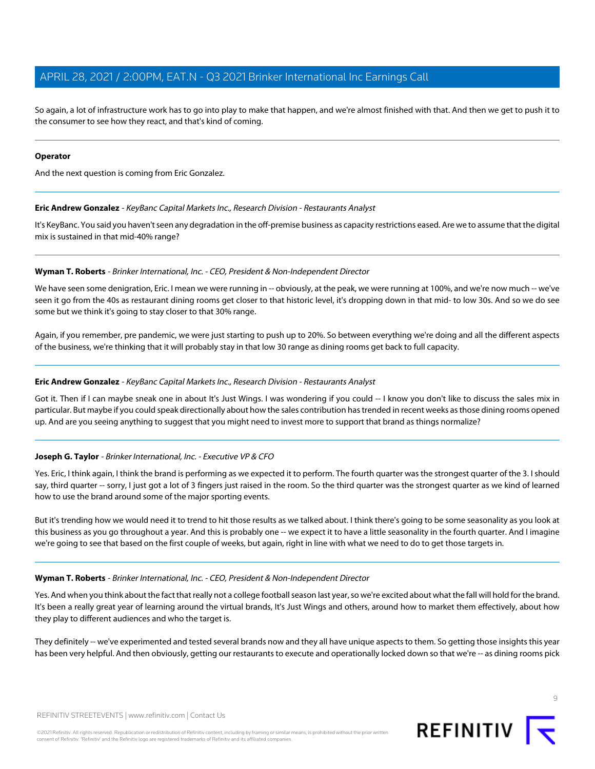So again, a lot of infrastructure work has to go into play to make that happen, and we're almost finished with that. And then we get to push it to the consumer to see how they react, and that's kind of coming.

---

**Operator**

And the next question is coming from Eric Gonzalez.

---

**Eric Andrew Gonzalez** - *KeyBanc Capital Markets Inc., Research Division - Restaurants Analyst*

It's KeyBanc. You said you haven't seen any degradation in the off-premise business as capacity restrictions eased. Are we to assume that the digital mix is sustained in that mid-40% range?

---

**Wyman T. Roberts** - *Brinker International, Inc. - CEO, President & Non-Independent Director*

We have seen some denigration, Eric. I mean we were running in -- obviously, at the peak, we were running at 100%, and we're now much -- we've seen it go from the 40s as restaurant dining rooms get closer to that historic level, it's dropping down in that mid- to low 30s. And so we do see some but we think it's going to stay closer to that 30% range.

Again, if you remember, pre pandemic, we were just starting to push up to 20%. So between everything we're doing and all the different aspects of the business, we're thinking that it will probably stay in that low 30 range as dining rooms get back to full capacity.

---

**Eric Andrew Gonzalez** - *KeyBanc Capital Markets Inc., Research Division - Restaurants Analyst*

Got it. Then if I can maybe sneak one in about It's Just Wings. I was wondering if you could -- I know you don't like to discuss the sales mix in particular. But maybe if you could speak directionally about how the sales contribution has trended in recent weeks as those dining rooms opened up. And are you seeing anything to suggest that you might need to invest more to support that brand as things normalize?

---

**Joseph G. Taylor** - *Brinker International, Inc. - Executive VP & CFO*

Yes. Eric, I think again, I think the brand is performing as we expected it to perform. The fourth quarter was the strongest quarter of the 3. I should say, third quarter -- sorry, I just got a lot of 3 fingers just raised in the room. So the third quarter was the strongest quarter as we kind of learned how to use the brand around some of the major sporting events.

But it's trending how we would need it to trend to hit those results as we talked about. I think there's going to be some seasonality as you look at this business as you go throughout a year. And this is probably one -- we expect it to have a little seasonality in the fourth quarter. And I imagine we're going to see that based on the first couple of weeks, but again, right in line with what we need to do to get those targets in.

---

**Wyman T. Roberts** - *Brinker International, Inc. - CEO, President & Non-Independent Director*

Yes. And when you think about the fact that really not a college football season last year, so we're excited about what the fall will hold for the brand. It's been a really great year of learning around the virtual brands, It's Just Wings and others, around how to market them effectively, about how they play to different audiences and who the target is.

They definitely -- we've experimented and tested several brands now and they all have unique aspects to them. So getting those insights this year has been very helpful. And then obviously, getting our restaurants to execute and operationally locked down so that we're -- as dining rooms pick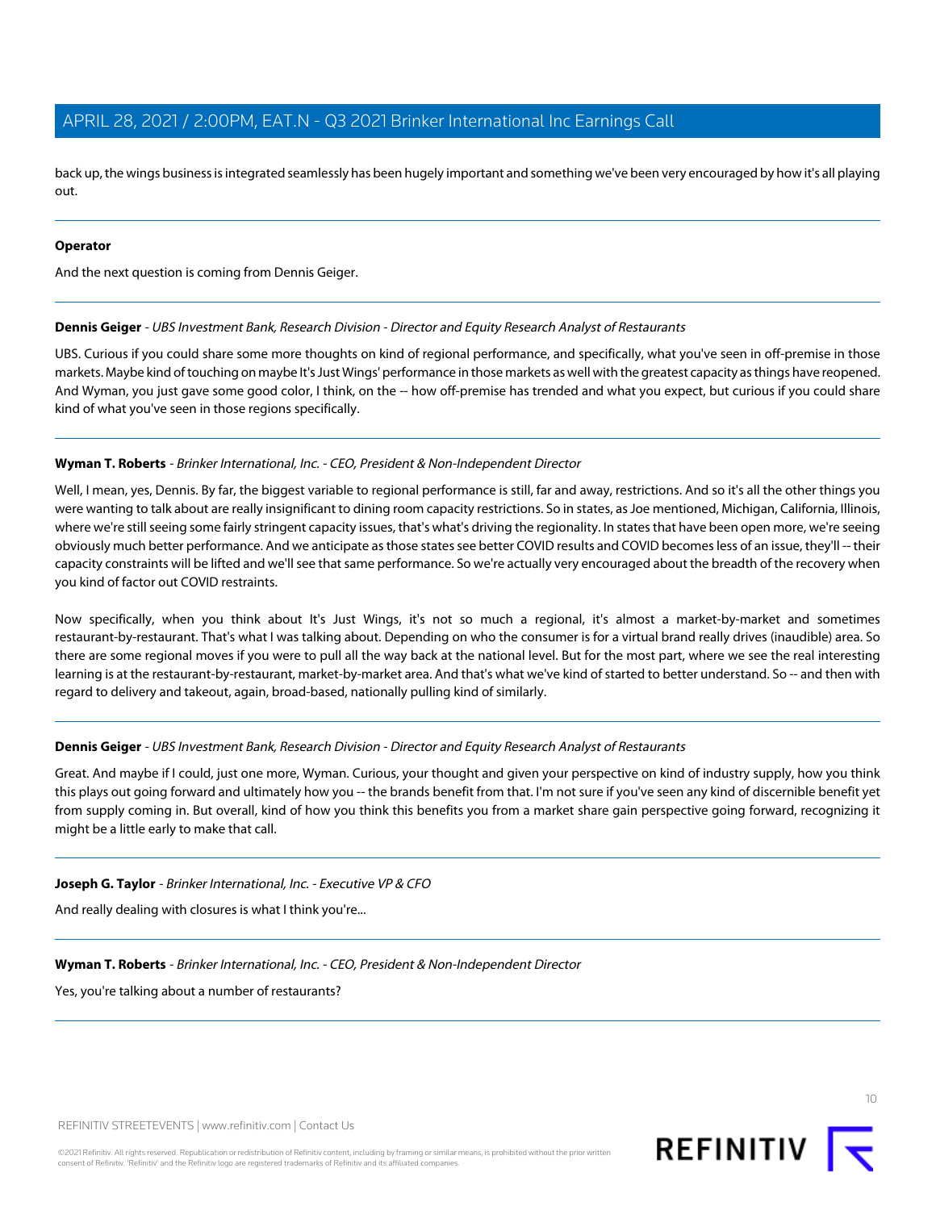back up, the wings business is integrated seamlessly has been hugely important and something we've been very encouraged by how it's all playing out.

---

**Operator**

And the next question is coming from Dennis Geiger.

---

**Dennis Geiger** - *UBS Investment Bank, Research Division - Director and Equity Research Analyst of Restaurants*

UBS. Curious if you could share some more thoughts on kind of regional performance, and specifically, what you've seen in off-premise in those markets. Maybe kind of touching on maybe It's Just Wings' performance in those markets as well with the greatest capacity as things have reopened. And Wyman, you just gave some good color, I think, on the -- how off-premise has trended and what you expect, but curious if you could share kind of what you've seen in those regions specifically.

---

**Wyman T. Roberts** - *Brinker International, Inc. - CEO, President & Non-Independent Director*

Well, I mean, yes, Dennis. By far, the biggest variable to regional performance is still, far and away, restrictions. And so it's all the other things you were wanting to talk about are really insignificant to dining room capacity restrictions. So in states, as Joe mentioned, Michigan, California, Illinois, where we're still seeing some fairly stringent capacity issues, that's what's driving the regionality. In states that have been open more, we're seeing obviously much better performance. And we anticipate as those states see better COVID results and COVID becomes less of an issue, they'll -- their capacity constraints will be lifted and we'll see that same performance. So we're actually very encouraged about the breadth of the recovery when you kind of factor out COVID restraints.

Now specifically, when you think about It's Just Wings, it's not so much a regional, it's almost a market-by-market and sometimes restaurant-by-restaurant. That's what I was talking about. Depending on who the consumer is for a virtual brand really drives (inaudible) area. So there are some regional moves if you were to pull all the way back at the national level. But for the most part, where we see the real interesting learning is at the restaurant-by-restaurant, market-by-market area. And that's what we've kind of started to better understand. So -- and then with regard to delivery and takeout, again, broad-based, nationally pulling kind of similarly.

---

**Dennis Geiger** - *UBS Investment Bank, Research Division - Director and Equity Research Analyst of Restaurants*

Great. And maybe if I could, just one more, Wyman. Curious, your thought and given your perspective on kind of industry supply, how you think this plays out going forward and ultimately how you -- the brands benefit from that. I'm not sure if you've seen any kind of discernible benefit yet from supply coming in. But overall, kind of how you think this benefits you from a market share gain perspective going forward, recognizing it might be a little early to make that call.

---

**Joseph G. Taylor** - *Brinker International, Inc. - Executive VP & CFO*

And really dealing with closures is what I think you're...

---

**Wyman T. Roberts** - *Brinker International, Inc. - CEO, President & Non-Independent Director*

Yes, you're talking about a number of restaurants?

---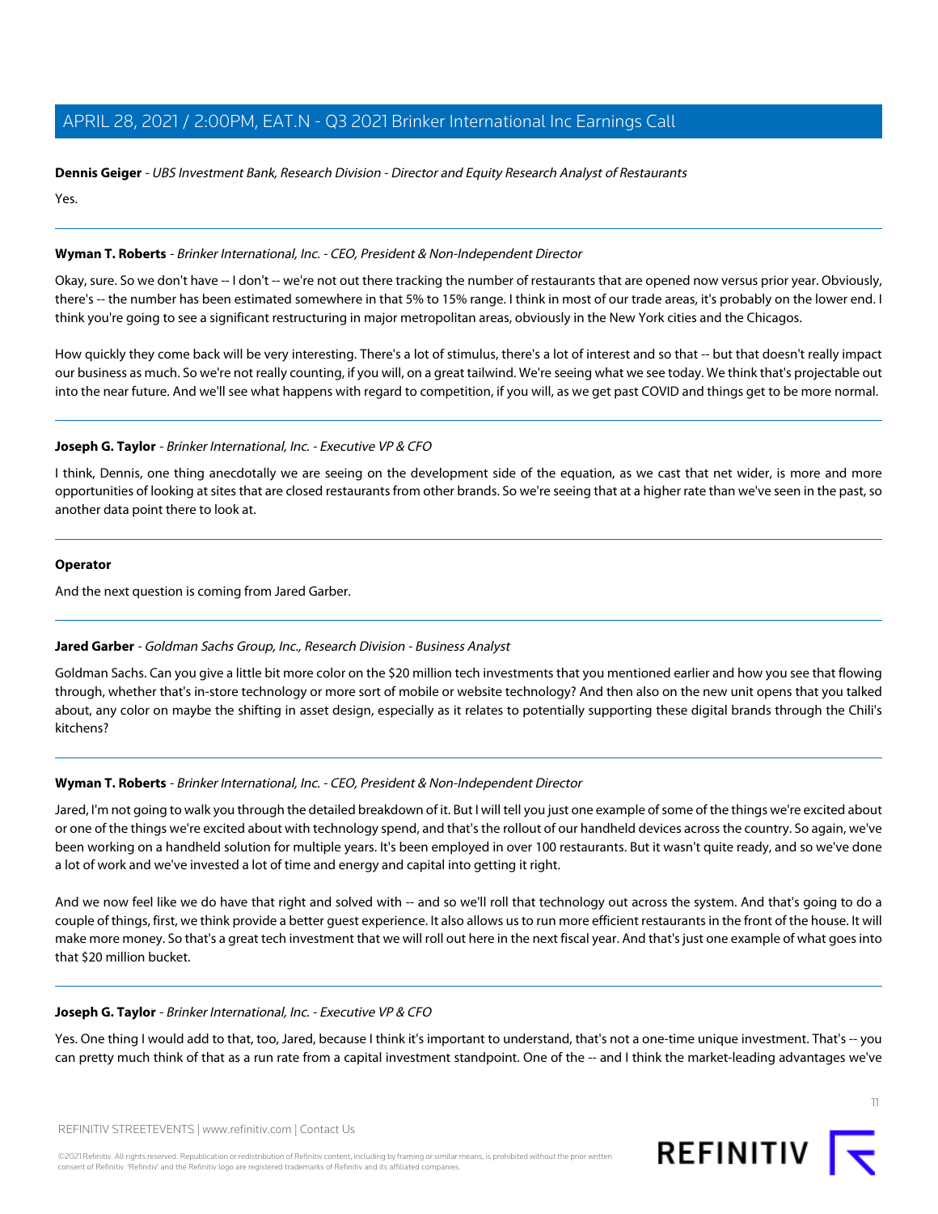**Dennis Geiger** - *UBS Investment Bank, Research Division - Director and Equity Research Analyst of Restaurants*

Yes.

---

**Wyman T. Roberts** - *Brinker International, Inc. - CEO, President & Non-Independent Director*

Okay, sure. So we don't have -- I don't -- we're not out there tracking the number of restaurants that are opened now versus prior year. Obviously, there's -- the number has been estimated somewhere in that 5% to 15% range. I think in most of our trade areas, it's probably on the lower end. I think you're going to see a significant restructuring in major metropolitan areas, obviously in the New York cities and the Chicagos.

How quickly they come back will be very interesting. There's a lot of stimulus, there's a lot of interest and so that -- but that doesn't really impact our business as much. So we're not really counting, if you will, on a great tailwind. We're seeing what we see today. We think that's projectable out into the near future. And we'll see what happens with regard to competition, if you will, as we get past COVID and things get to be more normal.

---

**Joseph G. Taylor** - *Brinker International, Inc. - Executive VP & CFO*

I think, Dennis, one thing anecdotally we are seeing on the development side of the equation, as we cast that net wider, is more and more opportunities of looking at sites that are closed restaurants from other brands. So we're seeing that at a higher rate than we've seen in the past, so another data point there to look at.

---

**Operator**

And the next question is coming from Jared Garber.

---

**Jared Garber** - *Goldman Sachs Group, Inc., Research Division - Business Analyst*

Goldman Sachs. Can you give a little bit more color on the $20 million tech investments that you mentioned earlier and how you see that flowing through, whether that's in-store technology or more sort of mobile or website technology? And then also on the new unit opens that you talked about, any color on maybe the shifting in asset design, especially as it relates to potentially supporting these digital brands through the Chili's kitchens?

---

**Wyman T. Roberts** - *Brinker International, Inc. - CEO, President & Non-Independent Director*

Jared, I'm not going to walk you through the detailed breakdown of it. But I will tell you just one example of some of the things we're excited about or one of the things we're excited about with technology spend, and that's the rollout of our handheld devices across the country. So again, we've been working on a handheld solution for multiple years. It's been employed in over 100 restaurants. But it wasn't quite ready, and so we've done a lot of work and we've invested a lot of time and energy and capital into getting it right.

And we now feel like we do have that right and solved with -- and so we'll roll that technology out across the system. And that's going to do a couple of things, first, we think provide a better guest experience. It also allows us to run more efficient restaurants in the front of the house. It will make more money. So that's a great tech investment that we will roll out here in the next fiscal year. And that's just one example of what goes into that $20 million bucket.

---

**Joseph G. Taylor** - *Brinker International, Inc. - Executive VP & CFO*

Yes. One thing I would add to that, too, Jared, because I think it's important to understand, that's not a one-time unique investment. That's -- you can pretty much think of that as a run rate from a capital investment standpoint. One of the -- and I think the market-leading advantages we've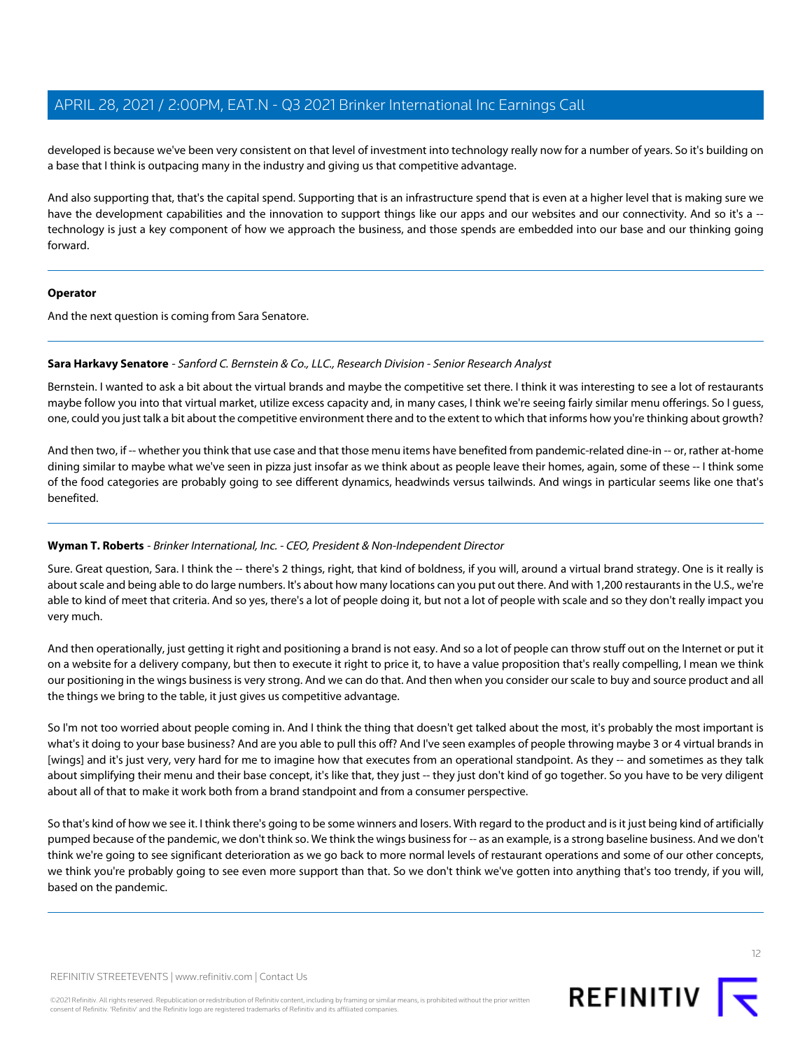developed is because we've been very consistent on that level of investment into technology really now for a number of years. So it's building on a base that I think is outpacing many in the industry and giving us that competitive advantage.

And also supporting that, that's the capital spend. Supporting that is an infrastructure spend that is even at a higher level that is making sure we have the development capabilities and the innovation to support things like our apps and our websites and our connectivity. And so it's a -- technology is just a key component of how we approach the business, and those spends are embedded into our base and our thinking going forward.

---

**Operator**

And the next question is coming from Sara Senatore.

---

**Sara Harkavy Senatore** - *Sanford C. Bernstein & Co., LLC., Research Division - Senior Research Analyst*

Bernstein. I wanted to ask a bit about the virtual brands and maybe the competitive set there. I think it was interesting to see a lot of restaurants maybe follow you into that virtual market, utilize excess capacity and, in many cases, I think we're seeing fairly similar menu offerings. So I guess, one, could you just talk a bit about the competitive environment there and to the extent to which that informs how you're thinking about growth?

And then two, if -- whether you think that use case and that those menu items have benefited from pandemic-related dine-in -- or, rather at-home dining similar to maybe what we've seen in pizza just insofar as we think about as people leave their homes, again, some of these -- I think some of the food categories are probably going to see different dynamics, headwinds versus tailwinds. And wings in particular seems like one that's benefited.

---

**Wyman T. Roberts** - *Brinker International, Inc. - CEO, President & Non-Independent Director*

Sure. Great question, Sara. I think the -- there's 2 things, right, that kind of boldness, if you will, around a virtual brand strategy. One is it really is about scale and being able to do large numbers. It's about how many locations can you put out there. And with 1,200 restaurants in the U.S., we're able to kind of meet that criteria. And so yes, there's a lot of people doing it, but not a lot of people with scale and so they don't really impact you very much.

And then operationally, just getting it right and positioning a brand is not easy. And so a lot of people can throw stuff out on the Internet or put it on a website for a delivery company, but then to execute it right to price it, to have a value proposition that's really compelling, I mean we think our positioning in the wings business is very strong. And we can do that. And then when you consider our scale to buy and source product and all the things we bring to the table, it just gives us competitive advantage.

So I'm not too worried about people coming in. And I think the thing that doesn't get talked about the most, it's probably the most important is what's it doing to your base business? And are you able to pull this off? And I've seen examples of people throwing maybe 3 or 4 virtual brands in [wings] and it's just very, very hard for me to imagine how that executes from an operational standpoint. As they -- and sometimes as they talk about simplifying their menu and their base concept, it's like that, they just -- they just don't kind of go together. So you have to be very diligent about all of that to make it work both from a brand standpoint and from a consumer perspective.

So that's kind of how we see it. I think there's going to be some winners and losers. With regard to the product and is it just being kind of artificially pumped because of the pandemic, we don't think so. We think the wings business for -- as an example, is a strong baseline business. And we don't think we're going to see significant deterioration as we go back to more normal levels of restaurant operations and some of our other concepts, we think you're probably going to see even more support than that. So we don't think we've gotten into anything that's too trendy, if you will, based on the pandemic.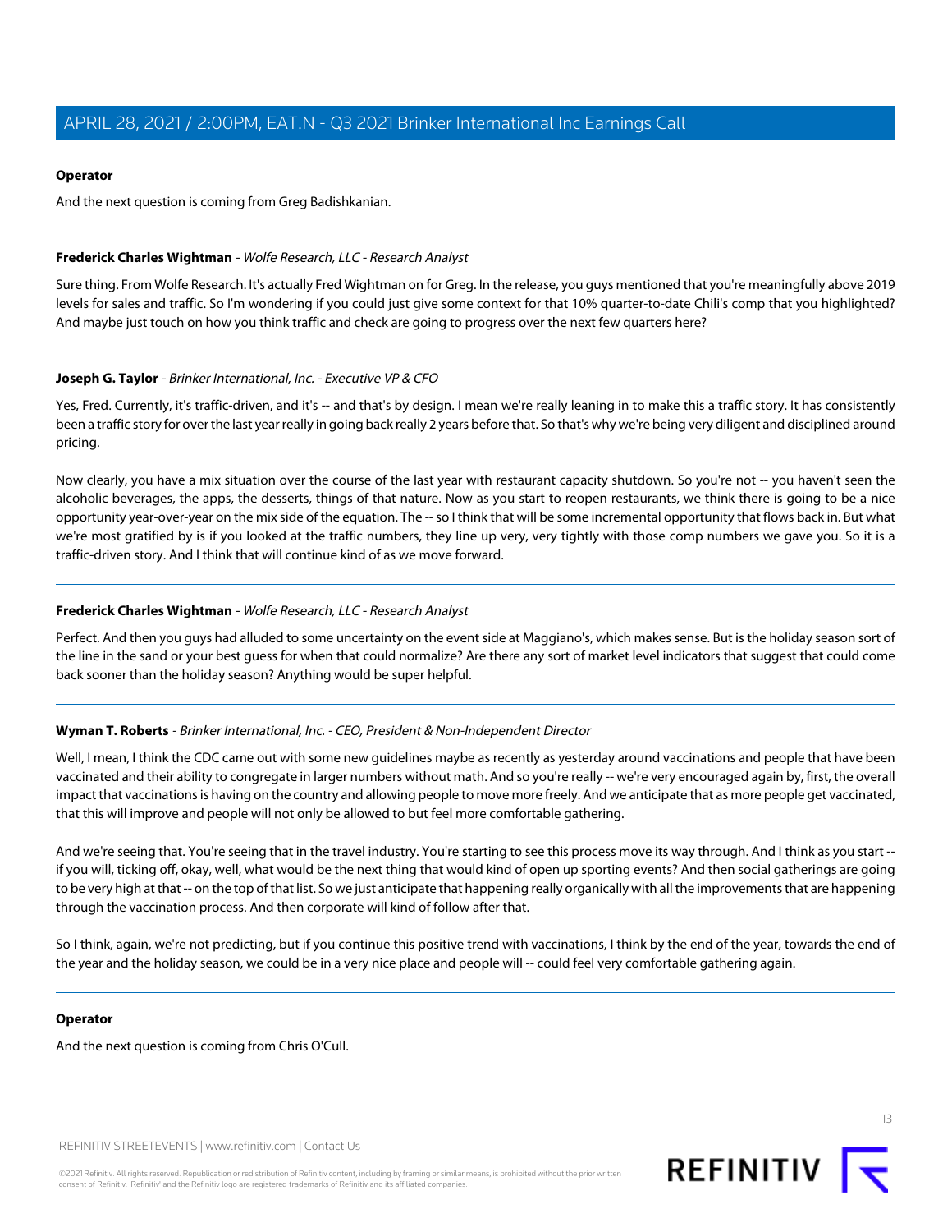**Operator**

And the next question is coming from Greg Badishkanian.

---

**Frederick Charles Wightman** - *Wolfe Research, LLC - Research Analyst*

Sure thing. From Wolfe Research. It's actually Fred Wightman on for Greg. In the release, you guys mentioned that you're meaningfully above 2019 levels for sales and traffic. So I'm wondering if you could just give some context for that 10% quarter-to-date Chili's comp that you highlighted? And maybe just touch on how you think traffic and check are going to progress over the next few quarters here?

---

**Joseph G. Taylor** - *Brinker International, Inc. - Executive VP & CFO*

Yes, Fred. Currently, it's traffic-driven, and it's -- and that's by design. I mean we're really leaning in to make this a traffic story. It has consistently been a traffic story for over the last year really in going back really 2 years before that. So that's why we're being very diligent and disciplined around pricing.

Now clearly, you have a mix situation over the course of the last year with restaurant capacity shutdown. So you're not -- you haven't seen the alcoholic beverages, the apps, the desserts, things of that nature. Now as you start to reopen restaurants, we think there is going to be a nice opportunity year-over-year on the mix side of the equation. The -- so I think that will be some incremental opportunity that flows back in. But what we're most gratified by is if you looked at the traffic numbers, they line up very, very tightly with those comp numbers we gave you. So it is a traffic-driven story. And I think that will continue kind of as we move forward.

---

**Frederick Charles Wightman** - *Wolfe Research, LLC - Research Analyst*

Perfect. And then you guys had alluded to some uncertainty on the event side at Maggiano's, which makes sense. But is the holiday season sort of the line in the sand or your best guess for when that could normalize? Are there any sort of market level indicators that suggest that could come back sooner than the holiday season? Anything would be super helpful.

---

**Wyman T. Roberts** - *Brinker International, Inc. - CEO, President & Non-Independent Director*

Well, I mean, I think the CDC came out with some new guidelines maybe as recently as yesterday around vaccinations and people that have been vaccinated and their ability to congregate in larger numbers without math. And so you're really -- we're very encouraged again by, first, the overall impact that vaccinations is having on the country and allowing people to move more freely. And we anticipate that as more people get vaccinated, that this will improve and people will not only be allowed to but feel more comfortable gathering.

And we're seeing that. You're seeing that in the travel industry. You're starting to see this process move its way through. And I think as you start -- if you will, ticking off, okay, well, what would be the next thing that would kind of open up sporting events? And then social gatherings are going to be very high at that -- on the top of that list. So we just anticipate that happening really organically with all the improvements that are happening through the vaccination process. And then corporate will kind of follow after that.

So I think, again, we're not predicting, but if you continue this positive trend with vaccinations, I think by the end of the year, towards the end of the year and the holiday season, we could be in a very nice place and people will -- could feel very comfortable gathering again.

---

**Operator**

And the next question is coming from Chris O'Cull.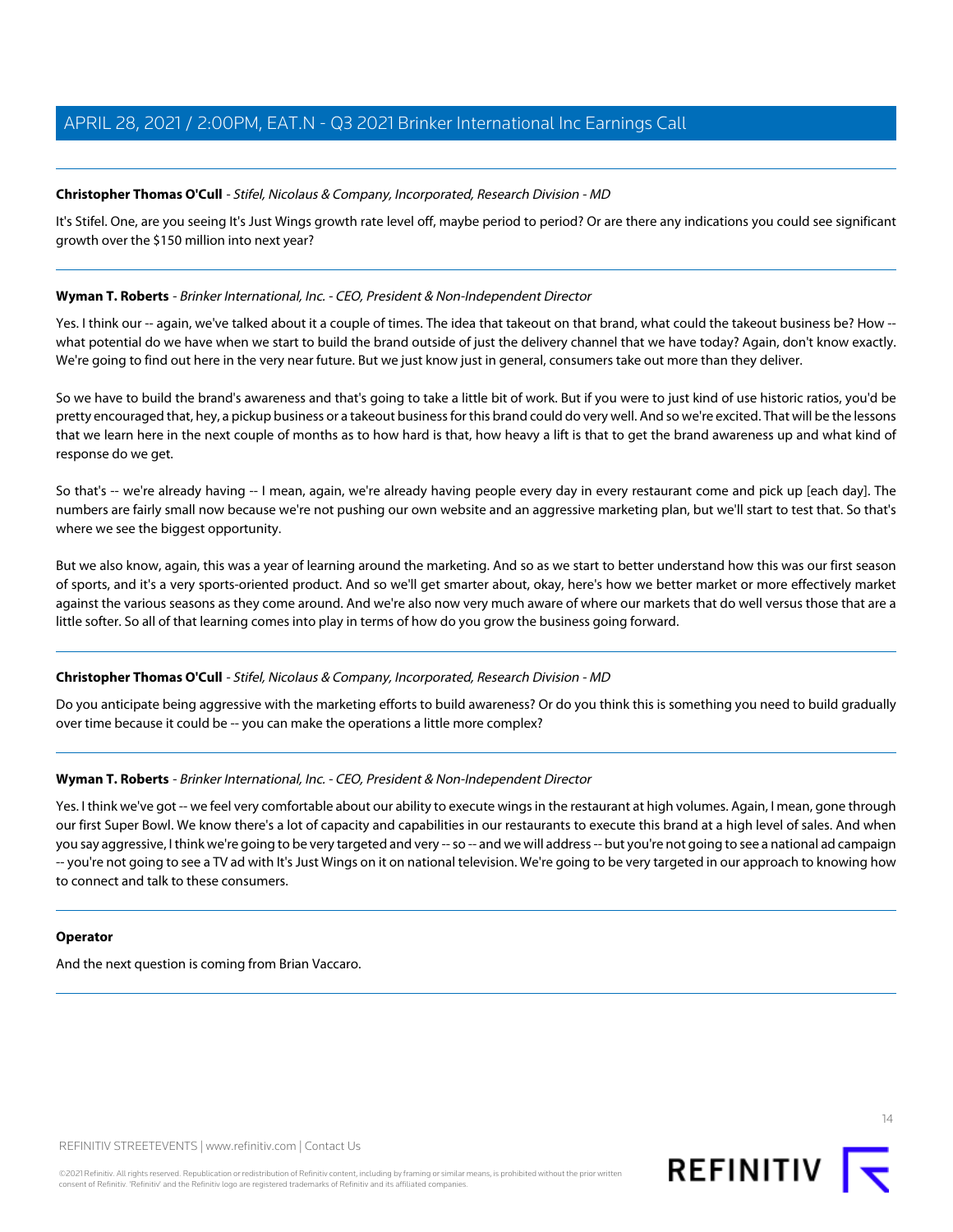**Christopher Thomas O'Cull** - *Stifel, Nicolaus & Company, Incorporated, Research Division - MD*

It's Stifel. One, are you seeing It's Just Wings growth rate level off, maybe period to period? Or are there any indications you could see significant growth over the $150 million into next year?

---

**Wyman T. Roberts** - *Brinker International, Inc. - CEO, President & Non-Independent Director*

Yes. I think our -- again, we've talked about it a couple of times. The idea that takeout on that brand, what could the takeout business be? How -- what potential do we have when we start to build the brand outside of just the delivery channel that we have today? Again, don't know exactly. We're going to find out here in the very near future. But we just know just in general, consumers take out more than they deliver.

So we have to build the brand's awareness and that's going to take a little bit of work. But if you were to just kind of use historic ratios, you'd be pretty encouraged that, hey, a pickup business or a takeout business for this brand could do very well. And so we're excited. That will be the lessons that we learn here in the next couple of months as to how hard is that, how heavy a lift is that to get the brand awareness up and what kind of response do we get.

So that's -- we're already having -- I mean, again, we're already having people every day in every restaurant come and pick up [each day]. The numbers are fairly small now because we're not pushing our own website and an aggressive marketing plan, but we'll start to test that. So that's where we see the biggest opportunity.

But we also know, again, this was a year of learning around the marketing. And so as we start to better understand how this was our first season of sports, and it's a very sports-oriented product. And so we'll get smarter about, okay, here's how we better market or more effectively market against the various seasons as they come around. And we're also now very much aware of where our markets that do well versus those that are a little softer. So all of that learning comes into play in terms of how do you grow the business going forward.

---

**Christopher Thomas O'Cull** - *Stifel, Nicolaus & Company, Incorporated, Research Division - MD*

Do you anticipate being aggressive with the marketing efforts to build awareness? Or do you think this is something you need to build gradually over time because it could be -- you can make the operations a little more complex?

---

**Wyman T. Roberts** - *Brinker International, Inc. - CEO, President & Non-Independent Director*

Yes. I think we've got -- we feel very comfortable about our ability to execute wings in the restaurant at high volumes. Again, I mean, gone through our first Super Bowl. We know there's a lot of capacity and capabilities in our restaurants to execute this brand at a high level of sales. And when you say aggressive, I think we're going to be very targeted and very -- so -- and we will address -- but you're not going to see a national ad campaign -- you're not going to see a TV ad with It's Just Wings on it on national television. We're going to be very targeted in our approach to knowing how to connect and talk to these consumers.

---

**Operator**

And the next question is coming from Brian Vaccaro.

---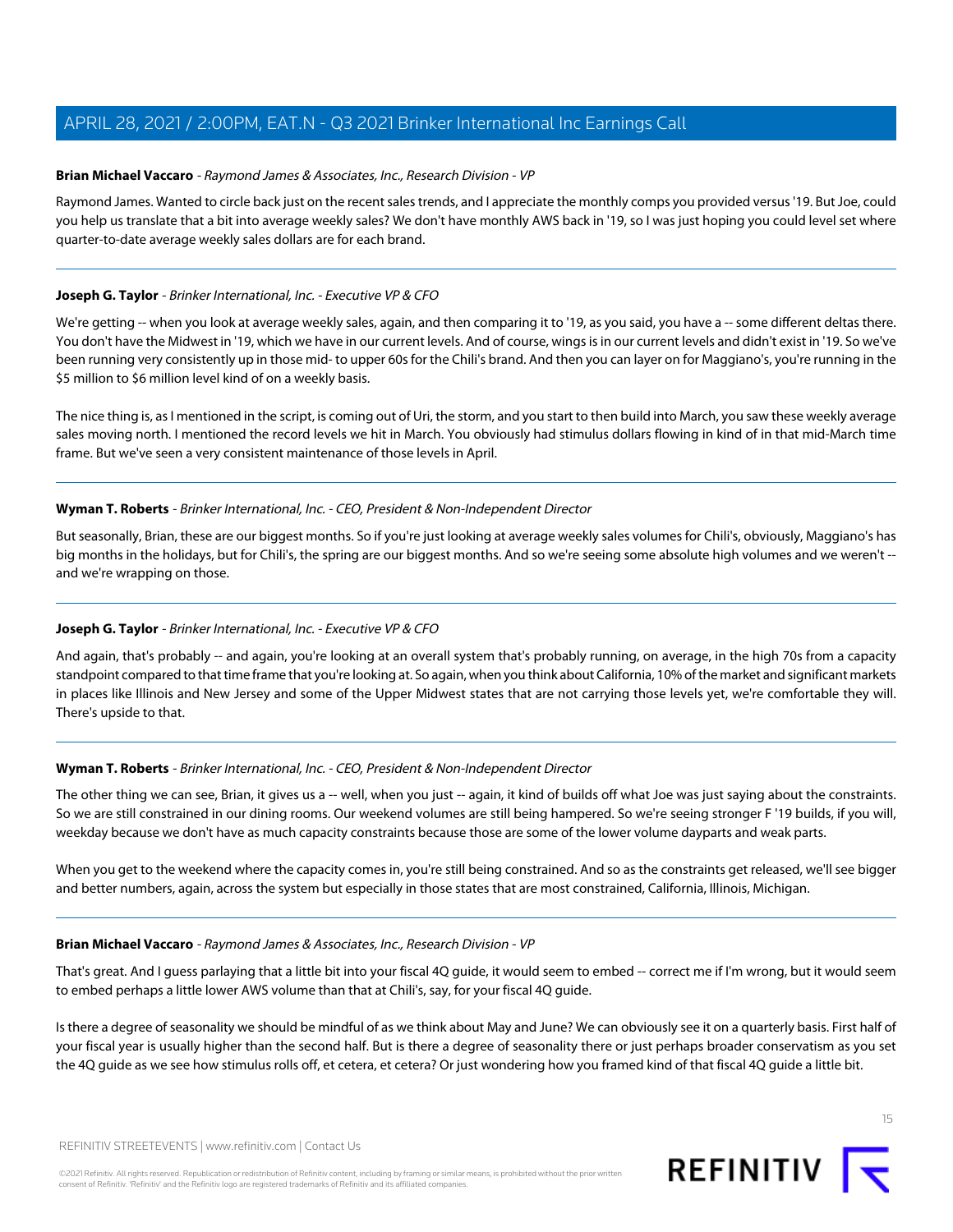**Brian Michael Vaccaro** - *Raymond James & Associates, Inc., Research Division - VP*

Raymond James. Wanted to circle back just on the recent sales trends, and I appreciate the monthly comps you provided versus '19. But Joe, could you help us translate that a bit into average weekly sales? We don't have monthly AWS back in '19, so I was just hoping you could level set where quarter-to-date average weekly sales dollars are for each brand.

---

**Joseph G. Taylor** - *Brinker International, Inc. - Executive VP & CFO*

We're getting -- when you look at average weekly sales, again, and then comparing it to '19, as you said, you have a -- some different deltas there. You don't have the Midwest in '19, which we have in our current levels. And of course, wings is in our current levels and didn't exist in '19. So we've been running very consistently up in those mid- to upper 60s for the Chili's brand. And then you can layer on for Maggiano's, you're running in the $5 million to $6 million level kind of on a weekly basis.

The nice thing is, as I mentioned in the script, is coming out of Uri, the storm, and you start to then build into March, you saw these weekly average sales moving north. I mentioned the record levels we hit in March. You obviously had stimulus dollars flowing in kind of in that mid-March time frame. But we've seen a very consistent maintenance of those levels in April.

---

**Wyman T. Roberts** - *Brinker International, Inc. - CEO, President & Non-Independent Director*

But seasonally, Brian, these are our biggest months. So if you're just looking at average weekly sales volumes for Chili's, obviously, Maggiano's has big months in the holidays, but for Chili's, the spring are our biggest months. And so we're seeing some absolute high volumes and we weren't -- and we're wrapping on those.

---

**Joseph G. Taylor** - *Brinker International, Inc. - Executive VP & CFO*

And again, that's probably -- and again, you're looking at an overall system that's probably running, on average, in the high 70s from a capacity standpoint compared to that time frame that you're looking at. So again, when you think about California, 10% of the market and significant markets in places like Illinois and New Jersey and some of the Upper Midwest states that are not carrying those levels yet, we're comfortable they will. There's upside to that.

---

**Wyman T. Roberts** - *Brinker International, Inc. - CEO, President & Non-Independent Director*

The other thing we can see, Brian, it gives us a -- well, when you just -- again, it kind of builds off what Joe was just saying about the constraints. So we are still constrained in our dining rooms. Our weekend volumes are still being hampered. So we're seeing stronger F '19 builds, if you will, weekday because we don't have as much capacity constraints because those are some of the lower volume dayparts and weak parts.

When you get to the weekend where the capacity comes in, you're still being constrained. And so as the constraints get released, we'll see bigger and better numbers, again, across the system but especially in those states that are most constrained, California, Illinois, Michigan.

---

**Brian Michael Vaccaro** - *Raymond James & Associates, Inc., Research Division - VP*

That's great. And I guess parlaying that a little bit into your fiscal 4Q guide, it would seem to embed -- correct me if I'm wrong, but it would seem to embed perhaps a little lower AWS volume than that at Chili's, say, for your fiscal 4Q guide.

Is there a degree of seasonality we should be mindful of as we think about May and June? We can obviously see it on a quarterly basis. First half of your fiscal year is usually higher than the second half. But is there a degree of seasonality there or just perhaps broader conservatism as you set the 4Q guide as we see how stimulus rolls off, et cetera, et cetera? Or just wondering how you framed kind of that fiscal 4Q guide a little bit.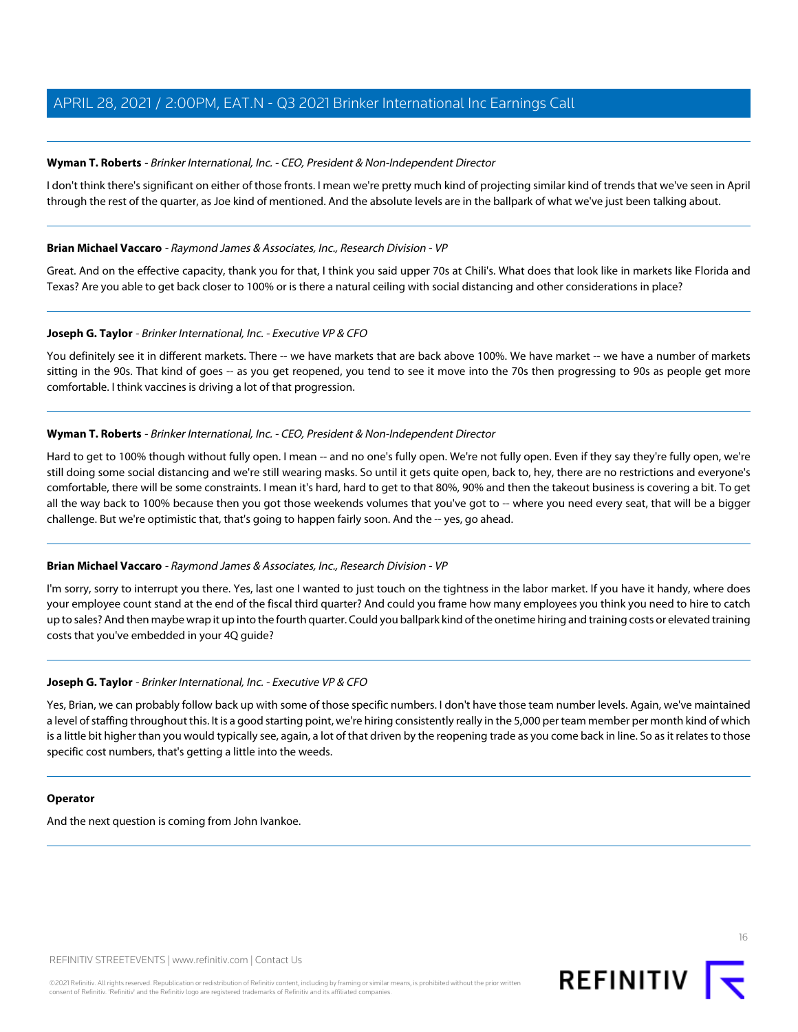**Wyman T. Roberts** - *Brinker International, Inc. - CEO, President & Non-Independent Director*

I don't think there's significant on either of those fronts. I mean we're pretty much kind of projecting similar kind of trends that we've seen in April through the rest of the quarter, as Joe kind of mentioned. And the absolute levels are in the ballpark of what we've just been talking about.

---

**Brian Michael Vaccaro** - *Raymond James & Associates, Inc., Research Division - VP*

Great. And on the effective capacity, thank you for that, I think you said upper 70s at Chili's. What does that look like in markets like Florida and Texas? Are you able to get back closer to 100% or is there a natural ceiling with social distancing and other considerations in place?

---

**Joseph G. Taylor** - *Brinker International, Inc. - Executive VP & CFO*

You definitely see it in different markets. There -- we have markets that are back above 100%. We have market -- we have a number of markets sitting in the 90s. That kind of goes -- as you get reopened, you tend to see it move into the 70s then progressing to 90s as people get more comfortable. I think vaccines is driving a lot of that progression.

---

**Wyman T. Roberts** - *Brinker International, Inc. - CEO, President & Non-Independent Director*

Hard to get to 100% though without fully open. I mean -- and no one's fully open. We're not fully open. Even if they say they're fully open, we're still doing some social distancing and we're still wearing masks. So until it gets quite open, back to, hey, there are no restrictions and everyone's comfortable, there will be some constraints. I mean it's hard, hard to get to that 80%, 90% and then the takeout business is covering a bit. To get all the way back to 100% because then you got those weekends volumes that you've got to -- where you need every seat, that will be a bigger challenge. But we're optimistic that, that's going to happen fairly soon. And the -- yes, go ahead.

---

**Brian Michael Vaccaro** - *Raymond James & Associates, Inc., Research Division - VP*

I'm sorry, sorry to interrupt you there. Yes, last one I wanted to just touch on the tightness in the labor market. If you have it handy, where does your employee count stand at the end of the fiscal third quarter? And could you frame how many employees you think you need to hire to catch up to sales? And then maybe wrap it up into the fourth quarter. Could you ballpark kind of the onetime hiring and training costs or elevated training costs that you've embedded in your 4Q guide?

---

**Joseph G. Taylor** - *Brinker International, Inc. - Executive VP & CFO*

Yes, Brian, we can probably follow back up with some of those specific numbers. I don't have those team number levels. Again, we've maintained a level of staffing throughout this. It is a good starting point, we're hiring consistently really in the 5,000 per team member per month kind of which is a little bit higher than you would typically see, again, a lot of that driven by the reopening trade as you come back in line. So as it relates to those specific cost numbers, that's getting a little into the weeds.

---

**Operator**

And the next question is coming from John Ivankoe.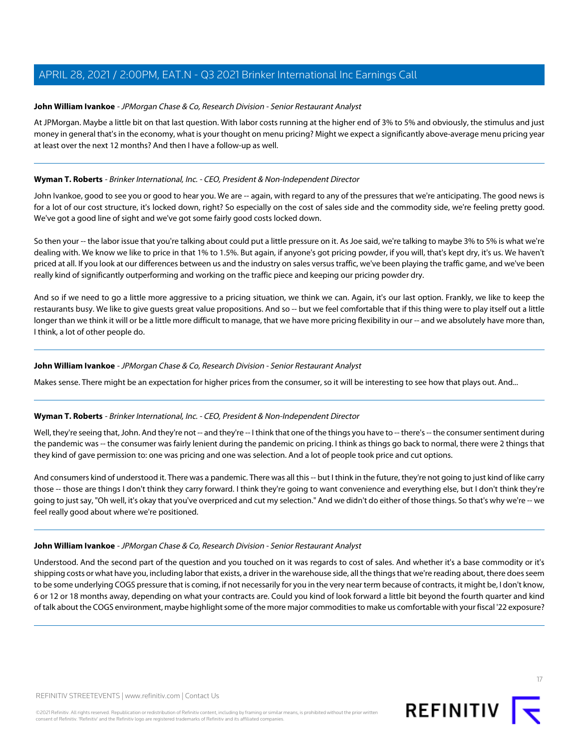**John William Ivankoe** - *JPMorgan Chase & Co, Research Division - Senior Restaurant Analyst*

At JPMorgan. Maybe a little bit on that last question. With labor costs running at the higher end of 3% to 5% and obviously, the stimulus and just money in general that's in the economy, what is your thought on menu pricing? Might we expect a significantly above-average menu pricing year at least over the next 12 months? And then I have a follow-up as well.

---

**Wyman T. Roberts** - *Brinker International, Inc. - CEO, President & Non-Independent Director*

John Ivankoe, good to see you or good to hear you. We are -- again, with regard to any of the pressures that we're anticipating. The good news is for a lot of our cost structure, it's locked down, right? So especially on the cost of sales side and the commodity side, we're feeling pretty good. We've got a good line of sight and we've got some fairly good costs locked down.

So then your -- the labor issue that you're talking about could put a little pressure on it. As Joe said, we're talking to maybe 3% to 5% is what we're dealing with. We know we like to price in that 1% to 1.5%. But again, if anyone's got pricing powder, if you will, that's kept dry, it's us. We haven't priced at all. If you look at our differences between us and the industry on sales versus traffic, we've been playing the traffic game, and we've been really kind of significantly outperforming and working on the traffic piece and keeping our pricing powder dry.

And so if we need to go a little more aggressive to a pricing situation, we think we can. Again, it's our last option. Frankly, we like to keep the restaurants busy. We like to give guests great value propositions. And so -- but we feel comfortable that if this thing were to play itself out a little longer than we think it will or be a little more difficult to manage, that we have more pricing flexibility in our -- and we absolutely have more than, I think, a lot of other people do.

---

**John William Ivankoe** - *JPMorgan Chase & Co, Research Division - Senior Restaurant Analyst*

Makes sense. There might be an expectation for higher prices from the consumer, so it will be interesting to see how that plays out. And...

---

**Wyman T. Roberts** - *Brinker International, Inc. - CEO, President & Non-Independent Director*

Well, they're seeing that, John. And they're not -- and they're -- I think that one of the things you have to -- there's -- the consumer sentiment during the pandemic was -- the consumer was fairly lenient during the pandemic on pricing. I think as things go back to normal, there were 2 things that they kind of gave permission to: one was pricing and one was selection. And a lot of people took price and cut options.

And consumers kind of understood it. There was a pandemic. There was all this -- but I think in the future, they're not going to just kind of like carry those -- those are things I don't think they carry forward. I think they're going to want convenience and everything else, but I don't think they're going to just say, "Oh well, it's okay that you've overpriced and cut my selection." And we didn't do either of those things. So that's why we're -- we feel really good about where we're positioned.

---

**John William Ivankoe** - *JPMorgan Chase & Co, Research Division - Senior Restaurant Analyst*

Understood. And the second part of the question and you touched on it was regards to cost of sales. And whether it's a base commodity or it's shipping costs or what have you, including labor that exists, a driver in the warehouse side, all the things that we're reading about, there does seem to be some underlying COGS pressure that is coming, if not necessarily for you in the very near term because of contracts, it might be, I don't know, 6 or 12 or 18 months away, depending on what your contracts are. Could you kind of look forward a little bit beyond the fourth quarter and kind of talk about the COGS environment, maybe highlight some of the more major commodities to make us comfortable with your fiscal '22 exposure?

---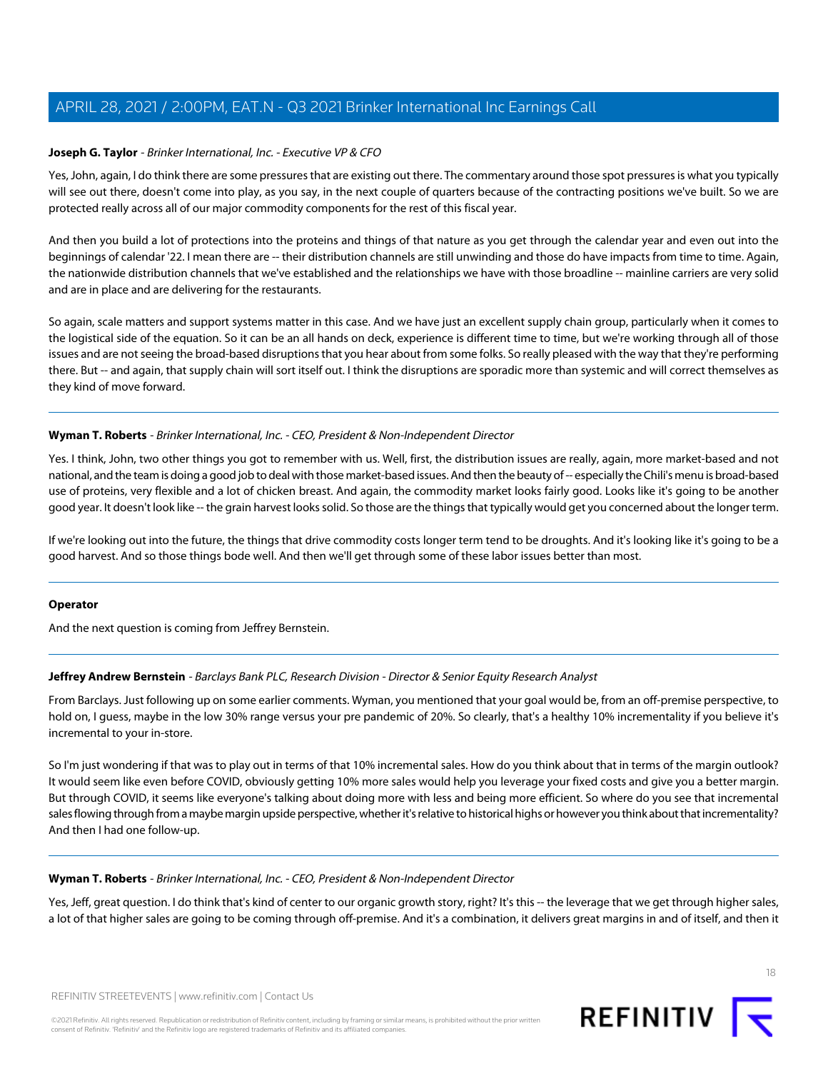**Joseph G. Taylor** - *Brinker International, Inc. - Executive VP & CFO*

Yes, John, again, I do think there are some pressures that are existing out there. The commentary around those spot pressures is what you typically will see out there, doesn't come into play, as you say, in the next couple of quarters because of the contracting positions we've built. So we are protected really across all of our major commodity components for the rest of this fiscal year.

And then you build a lot of protections into the proteins and things of that nature as you get through the calendar year and even out into the beginnings of calendar '22. I mean there are -- their distribution channels are still unwinding and those do have impacts from time to time. Again, the nationwide distribution channels that we've established and the relationships we have with those broadline -- mainline carriers are very solid and are in place and are delivering for the restaurants.

So again, scale matters and support systems matter in this case. And we have just an excellent supply chain group, particularly when it comes to the logistical side of the equation. So it can be an all hands on deck, experience is different time to time, but we're working through all of those issues and are not seeing the broad-based disruptions that you hear about from some folks. So really pleased with the way that they're performing there. But -- and again, that supply chain will sort itself out. I think the disruptions are sporadic more than systemic and will correct themselves as they kind of move forward.

---

**Wyman T. Roberts** - *Brinker International, Inc. - CEO, President & Non-Independent Director*

Yes. I think, John, two other things you got to remember with us. Well, first, the distribution issues are really, again, more market-based and not national, and the team is doing a good job to deal with those market-based issues. And then the beauty of -- especially the Chili's menu is broad-based use of proteins, very flexible and a lot of chicken breast. And again, the commodity market looks fairly good. Looks like it's going to be another good year. It doesn't look like -- the grain harvest looks solid. So those are the things that typically would get you concerned about the longer term.

If we're looking out into the future, the things that drive commodity costs longer term tend to be droughts. And it's looking like it's going to be a good harvest. And so those things bode well. And then we'll get through some of these labor issues better than most.

---

**Operator**

And the next question is coming from Jeffrey Bernstein.

---

**Jeffrey Andrew Bernstein** - *Barclays Bank PLC, Research Division - Director & Senior Equity Research Analyst*

From Barclays. Just following up on some earlier comments. Wyman, you mentioned that your goal would be, from an off-premise perspective, to hold on, I guess, maybe in the low 30% range versus your pre pandemic of 20%. So clearly, that's a healthy 10% incrementality if you believe it's incremental to your in-store.

So I'm just wondering if that was to play out in terms of that 10% incremental sales. How do you think about that in terms of the margin outlook? It would seem like even before COVID, obviously getting 10% more sales would help you leverage your fixed costs and give you a better margin. But through COVID, it seems like everyone's talking about doing more with less and being more efficient. So where do you see that incremental sales flowing through from a maybe margin upside perspective, whether it's relative to historical highs or however you think about that incrementality? And then I had one follow-up.

---

**Wyman T. Roberts** - *Brinker International, Inc. - CEO, President & Non-Independent Director*

Yes, Jeff, great question. I do think that's kind of center to our organic growth story, right? It's this -- the leverage that we get through higher sales, a lot of that higher sales are going to be coming through off-premise. And it's a combination, it delivers great margins in and of itself, and then it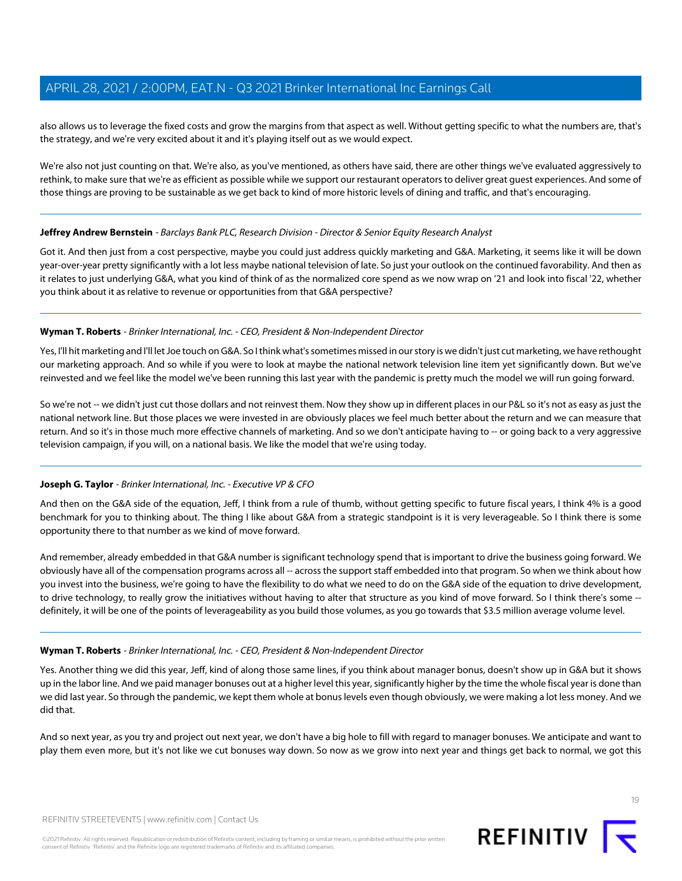also allows us to leverage the fixed costs and grow the margins from that aspect as well. Without getting specific to what the numbers are, that's the strategy, and we're very excited about it and it's playing itself out as we would expect.

We're also not just counting on that. We're also, as you've mentioned, as others have said, there are other things we've evaluated aggressively to rethink, to make sure that we're as efficient as possible while we support our restaurant operators to deliver great guest experiences. And some of those things are proving to be sustainable as we get back to kind of more historic levels of dining and traffic, and that's encouraging.

---

**Jeffrey Andrew Bernstein** - *Barclays Bank PLC, Research Division - Director & Senior Equity Research Analyst*

Got it. And then just from a cost perspective, maybe you could just address quickly marketing and G&A. Marketing, it seems like it will be down year-over-year pretty significantly with a lot less maybe national television of late. So just your outlook on the continued favorability. And then as it relates to just underlying G&A, what you kind of think of as the normalized core spend as we now wrap on '21 and look into fiscal '22, whether you think about it as relative to revenue or opportunities from that G&A perspective?

---

**Wyman T. Roberts** - *Brinker International, Inc. - CEO, President & Non-Independent Director*

Yes, I'll hit marketing and I'll let Joe touch on G&A. So I think what's sometimes missed in our story is we didn't just cut marketing, we have rethought our marketing approach. And so while if you were to look at maybe the national network television line item yet significantly down. But we've reinvested and we feel like the model we've been running this last year with the pandemic is pretty much the model we will run going forward.

So we're not -- we didn't just cut those dollars and not reinvest them. Now they show up in different places in our P&L so it's not as easy as just the national network line. But those places we were invested in are obviously places we feel much better about the return and we can measure that return. And so it's in those much more effective channels of marketing. And so we don't anticipate having to -- or going back to a very aggressive television campaign, if you will, on a national basis. We like the model that we're using today.

---

**Joseph G. Taylor** - *Brinker International, Inc. - Executive VP & CFO*

And then on the G&A side of the equation, Jeff, I think from a rule of thumb, without getting specific to future fiscal years, I think 4% is a good benchmark for you to thinking about. The thing I like about G&A from a strategic standpoint is it is very leverageable. So I think there is some opportunity there to that number as we kind of move forward.

And remember, already embedded in that G&A number is significant technology spend that is important to drive the business going forward. We obviously have all of the compensation programs across all -- across the support staff embedded into that program. So when we think about how you invest into the business, we're going to have the flexibility to do what we need to do on the G&A side of the equation to drive development, to drive technology, to really grow the initiatives without having to alter that structure as you kind of move forward. So I think there's some -- definitely, it will be one of the points of leverageability as you build those volumes, as you go towards that $3.5 million average volume level.

---

**Wyman T. Roberts** - *Brinker International, Inc. - CEO, President & Non-Independent Director*

Yes. Another thing we did this year, Jeff, kind of along those same lines, if you think about manager bonus, doesn't show up in G&A but it shows up in the labor line. And we paid manager bonuses out at a higher level this year, significantly higher by the time the whole fiscal year is done than we did last year. So through the pandemic, we kept them whole at bonus levels even though obviously, we were making a lot less money. And we did that.

And so next year, as you try and project out next year, we don't have a big hole to fill with regard to manager bonuses. We anticipate and want to play them even more, but it's not like we cut bonuses way down. So now as we grow into next year and things get back to normal, we got this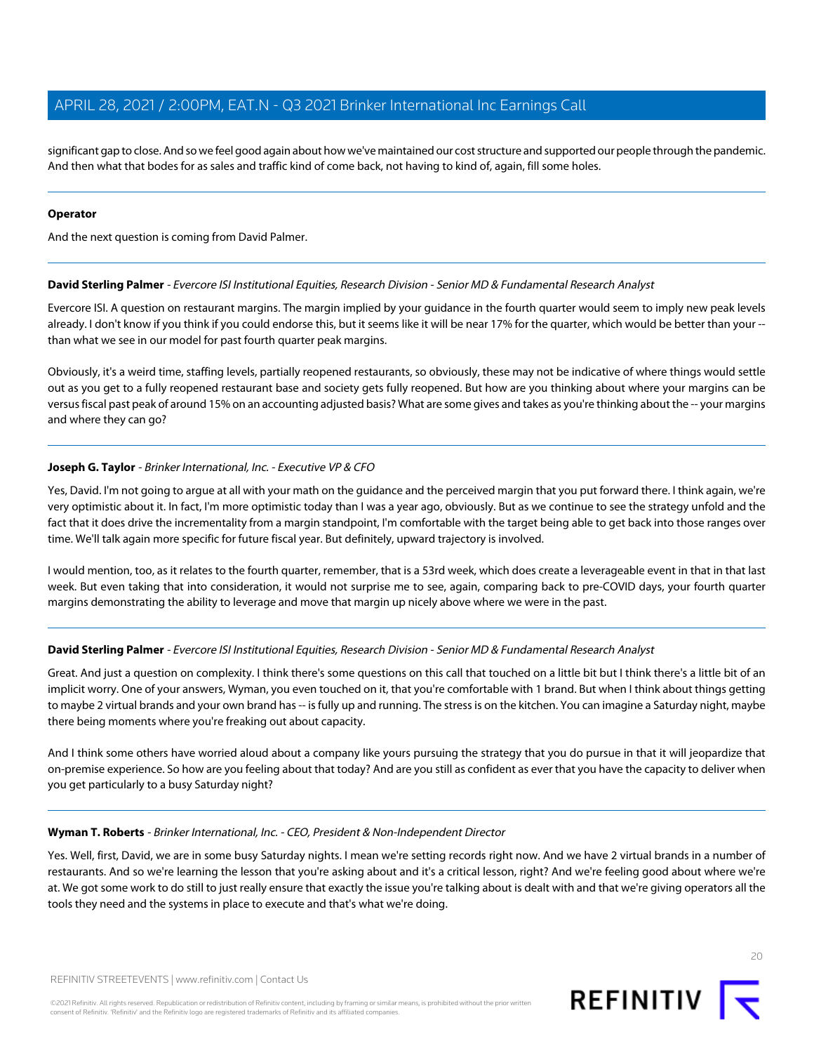significant gap to close. And so we feel good again about how we've maintained our cost structure and supported our people through the pandemic. And then what that bodes for as sales and traffic kind of come back, not having to kind of, again, fill some holes.

---

**Operator**

And the next question is coming from David Palmer.

---

**David Sterling Palmer** - *Evercore ISI Institutional Equities, Research Division - Senior MD & Fundamental Research Analyst*

Evercore ISI. A question on restaurant margins. The margin implied by your guidance in the fourth quarter would seem to imply new peak levels already. I don't know if you think if you could endorse this, but it seems like it will be near 17% for the quarter, which would be better than your -- than what we see in our model for past fourth quarter peak margins.

Obviously, it's a weird time, staffing levels, partially reopened restaurants, so obviously, these may not be indicative of where things would settle out as you get to a fully reopened restaurant base and society gets fully reopened. But how are you thinking about where your margins can be versus fiscal past peak of around 15% on an accounting adjusted basis? What are some gives and takes as you're thinking about the -- your margins and where they can go?

---

**Joseph G. Taylor** - *Brinker International, Inc. - Executive VP & CFO*

Yes, David. I'm not going to argue at all with your math on the guidance and the perceived margin that you put forward there. I think again, we're very optimistic about it. In fact, I'm more optimistic today than I was a year ago, obviously. But as we continue to see the strategy unfold and the fact that it does drive the incrementality from a margin standpoint, I'm comfortable with the target being able to get back into those ranges over time. We'll talk again more specific for future fiscal year. But definitely, upward trajectory is involved.

I would mention, too, as it relates to the fourth quarter, remember, that is a 53rd week, which does create a leverageable event in that in that last week. But even taking that into consideration, it would not surprise me to see, again, comparing back to pre-COVID days, your fourth quarter margins demonstrating the ability to leverage and move that margin up nicely above where we were in the past.

---

**David Sterling Palmer** - *Evercore ISI Institutional Equities, Research Division - Senior MD & Fundamental Research Analyst*

Great. And just a question on complexity. I think there's some questions on this call that touched on a little bit but I think there's a little bit of an implicit worry. One of your answers, Wyman, you even touched on it, that you're comfortable with 1 brand. But when I think about things getting to maybe 2 virtual brands and your own brand has -- is fully up and running. The stress is on the kitchen. You can imagine a Saturday night, maybe there being moments where you're freaking out about capacity.

And I think some others have worried aloud about a company like yours pursuing the strategy that you do pursue in that it will jeopardize that on-premise experience. So how are you feeling about that today? And are you still as confident as ever that you have the capacity to deliver when you get particularly to a busy Saturday night?

---

**Wyman T. Roberts** - *Brinker International, Inc. - CEO, President & Non-Independent Director*

Yes. Well, first, David, we are in some busy Saturday nights. I mean we're setting records right now. And we have 2 virtual brands in a number of restaurants. And so we're learning the lesson that you're asking about and it's a critical lesson, right? And we're feeling good about where we're at. We got some work to do still to just really ensure that exactly the issue you're talking about is dealt with and that we're giving operators all the tools they need and the systems in place to execute and that's what we're doing.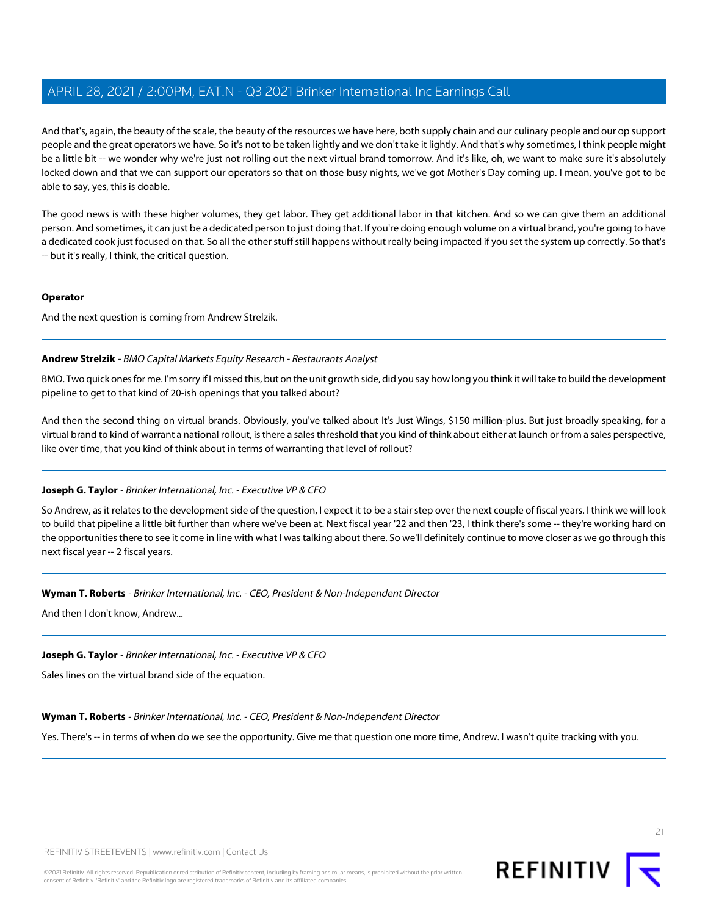And that's, again, the beauty of the scale, the beauty of the resources we have here, both supply chain and our culinary people and our op support people and the great operators we have. So it's not to be taken lightly and we don't take it lightly. And that's why sometimes, I think people might be a little bit -- we wonder why we're just not rolling out the next virtual brand tomorrow. And it's like, oh, we want to make sure it's absolutely locked down and that we can support our operators so that on those busy nights, we've got Mother's Day coming up. I mean, you've got to be able to say, yes, this is doable.

The good news is with these higher volumes, they get labor. They get additional labor in that kitchen. And so we can give them an additional person. And sometimes, it can just be a dedicated person to just doing that. If you're doing enough volume on a virtual brand, you're going to have a dedicated cook just focused on that. So all the other stuff still happens without really being impacted if you set the system up correctly. So that's -- but it's really, I think, the critical question.

---

**Operator**

And the next question is coming from Andrew Strelzik.

---

**Andrew Strelzik** - *BMO Capital Markets Equity Research - Restaurants Analyst*

BMO. Two quick ones for me. I'm sorry if I missed this, but on the unit growth side, did you say how long you think it will take to build the development pipeline to get to that kind of 20-ish openings that you talked about?

And then the second thing on virtual brands. Obviously, you've talked about It's Just Wings, $150 million-plus. But just broadly speaking, for a virtual brand to kind of warrant a national rollout, is there a sales threshold that you kind of think about either at launch or from a sales perspective, like over time, that you kind of think about in terms of warranting that level of rollout?

---

**Joseph G. Taylor** - *Brinker International, Inc. - Executive VP & CFO*

So Andrew, as it relates to the development side of the question, I expect it to be a stair step over the next couple of fiscal years. I think we will look to build that pipeline a little bit further than where we've been at. Next fiscal year '22 and then '23, I think there's some -- they're working hard on the opportunities there to see it come in line with what I was talking about there. So we'll definitely continue to move closer as we go through this next fiscal year -- 2 fiscal years.

---

**Wyman T. Roberts** - *Brinker International, Inc. - CEO, President & Non-Independent Director*

And then I don't know, Andrew...

---

**Joseph G. Taylor** - *Brinker International, Inc. - Executive VP & CFO*

Sales lines on the virtual brand side of the equation.

---

**Wyman T. Roberts** - *Brinker International, Inc. - CEO, President & Non-Independent Director*

Yes. There's -- in terms of when do we see the opportunity. Give me that question one more time, Andrew. I wasn't quite tracking with you.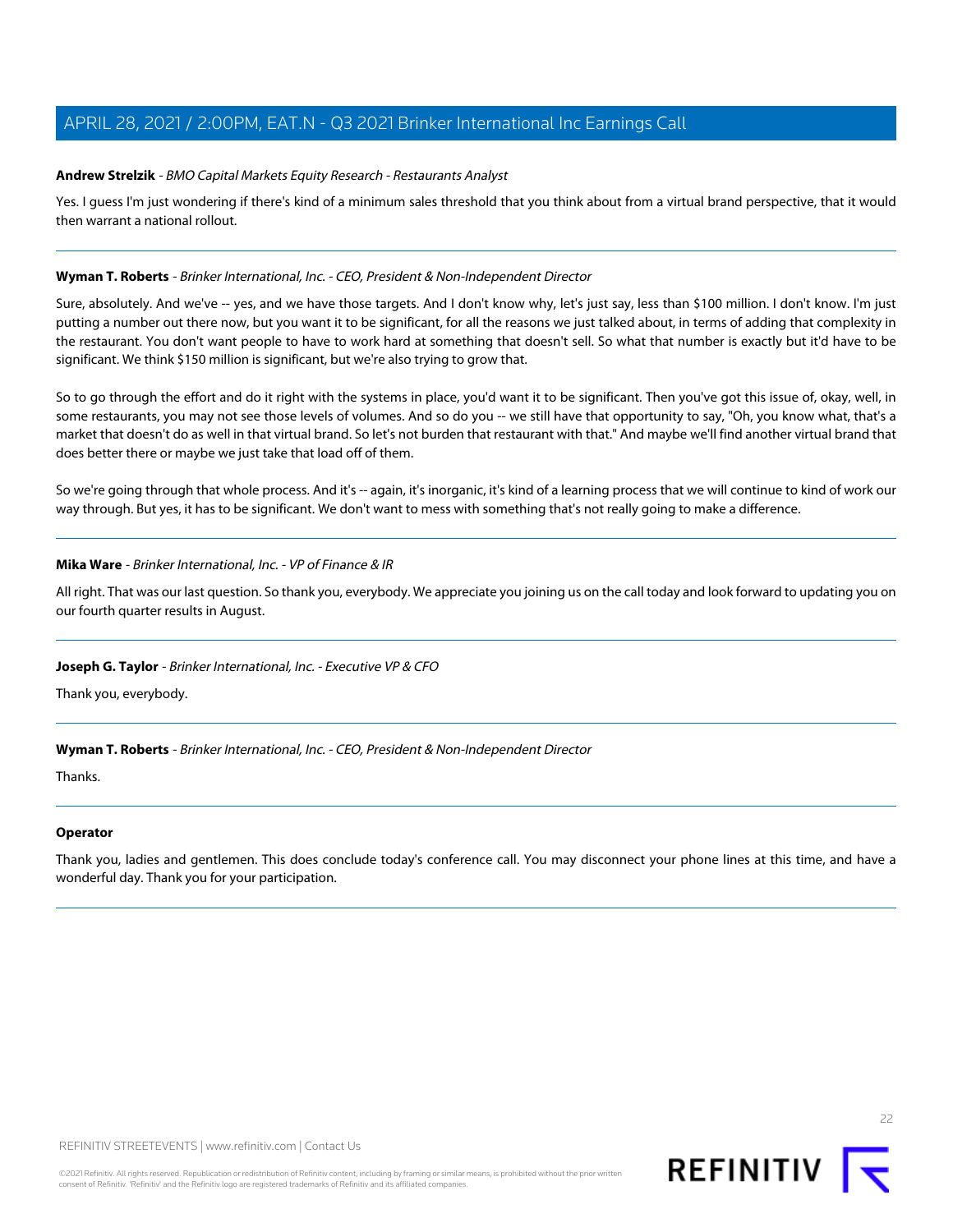**Andrew Strelzik** - *BMO Capital Markets Equity Research - Restaurants Analyst*

Yes. I guess I'm just wondering if there's kind of a minimum sales threshold that you think about from a virtual brand perspective, that it would then warrant a national rollout.

---

**Wyman T. Roberts** - *Brinker International, Inc. - CEO, President & Non-Independent Director*

Sure, absolutely. And we've -- yes, and we have those targets. And I don't know why, let's just say, less than $100 million. I don't know. I'm just putting a number out there now, but you want it to be significant, for all the reasons we just talked about, in terms of adding that complexity in the restaurant. You don't want people to have to work hard at something that doesn't sell. So what that number is exactly but it'd have to be significant. We think $150 million is significant, but we're also trying to grow that.

So to go through the effort and do it right with the systems in place, you'd want it to be significant. Then you've got this issue of, okay, well, in some restaurants, you may not see those levels of volumes. And so do you -- we still have that opportunity to say, "Oh, you know what, that's a market that doesn't do as well in that virtual brand. So let's not burden that restaurant with that." And maybe we'll find another virtual brand that does better there or maybe we just take that load off of them.

So we're going through that whole process. And it's -- again, it's inorganic, it's kind of a learning process that we will continue to kind of work our way through. But yes, it has to be significant. We don't want to mess with something that's not really going to make a difference.

---

**Mika Ware** - *Brinker International, Inc. - VP of Finance & IR*

All right. That was our last question. So thank you, everybody. We appreciate you joining us on the call today and look forward to updating you on our fourth quarter results in August.

---

**Joseph G. Taylor** - *Brinker International, Inc. - Executive VP & CFO*

Thank you, everybody.

---

**Wyman T. Roberts** - *Brinker International, Inc. - CEO, President & Non-Independent Director*

Thanks.

---

**Operator**

Thank you, ladies and gentlemen. This does conclude today's conference call. You may disconnect your phone lines at this time, and have a wonderful day. Thank you for your participation.

---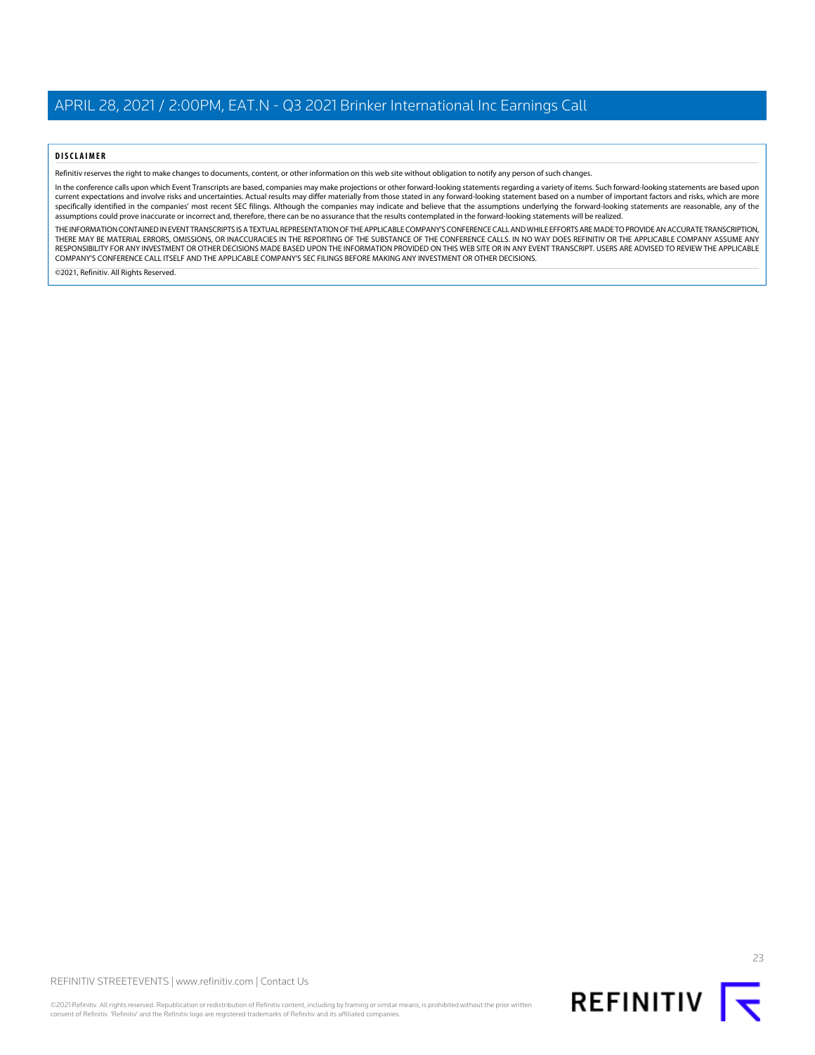## DISCLAIMER

Refinitiv reserves the right to make changes to documents, content, or other information on this web site without obligation to notify any person of such changes.

In the conference calls upon which Event Transcripts are based, companies may make projections or other forward-looking statements regarding a variety of items. Such forward-looking statements are based upon current expectations and involve risks and uncertainties. Actual results may differ materially from those stated in any forward-looking statement based on a number of important factors and risks, which are more specifically identified in the companies' most recent SEC filings. Although the companies may indicate and believe that the assumptions underlying the forward-looking statements are reasonable, any of the assumptions could prove inaccurate or incorrect and, therefore, there can be no assurance that the results contemplated in the forward-looking statements will be realized.

THE INFORMATION CONTAINED IN EVENT TRANSCRIPTS IS A TEXTUAL REPRESENTATION OF THE APPLICABLE COMPANY'S CONFERENCE CALL AND WHILE EFFORTS ARE MADE TO PROVIDE AN ACCURATE TRANSCRIPTION, THERE MAY BE MATERIAL ERRORS, OMISSIONS, OR INACCURACIES IN THE REPORTING OF THE SUBSTANCE OF THE CONFERENCE CALLS. IN NO WAY DOES REFINITIV OR THE APPLICABLE COMPANY ASSUME ANY RESPONSIBILITY FOR ANY INVESTMENT OR OTHER DECISIONS MADE BASED UPON THE INFORMATION PROVIDED ON THIS WEB SITE OR IN ANY EVENT TRANSCRIPT. USERS ARE ADVISED TO REVIEW THE APPLICABLE COMPANY'S CONFERENCE CALL ITSELF AND THE APPLICABLE COMPANY'S SEC FILINGS BEFORE MAKING ANY INVESTMENT OR OTHER DECISIONS.

©2021, Refinitiv. All Rights Reserved.